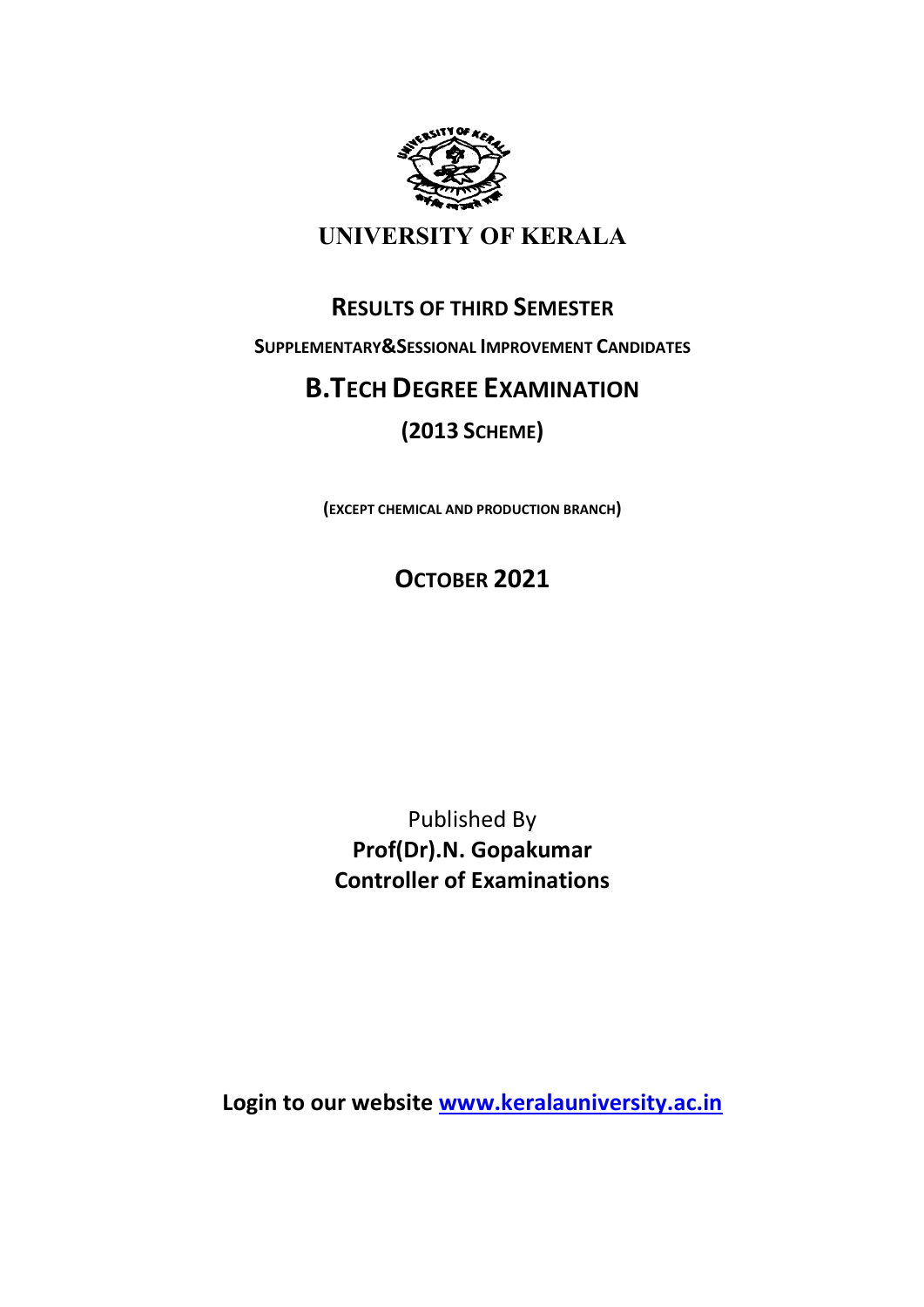# UNIVERSITY OF KERALA

## RESULTS OF THIRD SEMESTER

**SUPPLEMENTARY&SESSIONAL IMPROVEMENT CANDIDATES**

## B.TECH DEGREE EXAMINATION

### (2013 SCHEME)

**(EXCEPT CHEMICAL AND PRODUCTION BRANCH)**

## OCTOBER 2021

Published By
**Prof(Dr).N. Gopakumar**
**Controller of Examinations**

**Login to our website www.keralauniversity.ac.in**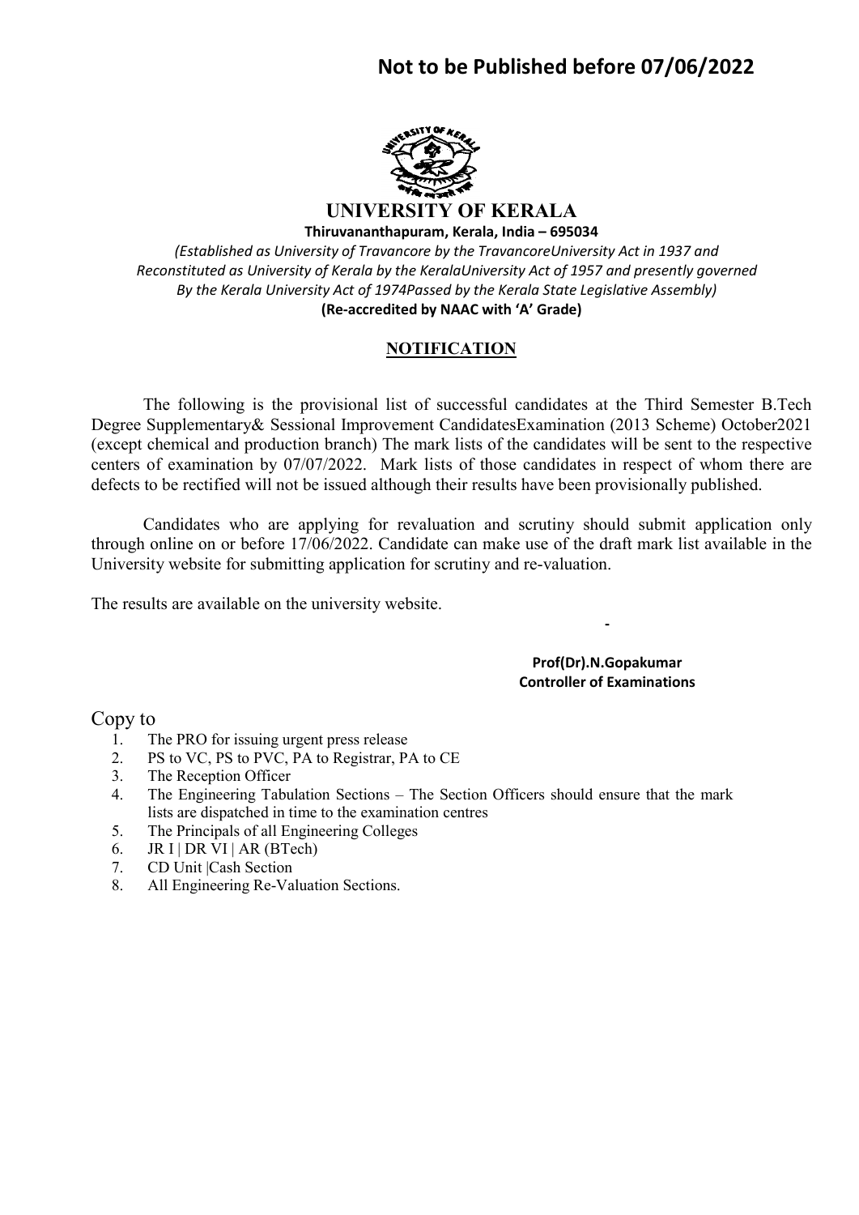**Not to be Published before 07/06/2022**

# UNIVERSITY OF KERALA

**Thiruvananthapuram, Kerala, India – 695034**

*(Established as University of Travancore by the TravancoreUniversity Act in 1937 and Reconstituted as University of Kerala by the KeralaUniversity Act of 1957 and presently governed By the Kerala University Act of 1974Passed by the Kerala State Legislative Assembly)*

**(Re-accredited by NAAC with 'A' Grade)**

## NOTIFICATION

The following is the provisional list of successful candidates at the Third Semester B.Tech Degree Supplementary& Sessional Improvement CandidatesExamination (2013 Scheme) October2021 (except chemical and production branch) The mark lists of the candidates will be sent to the respective centers of examination by 07/07/2022. Mark lists of those candidates in respect of whom there are defects to be rectified will not be issued although their results have been provisionally published.

Candidates who are applying for revaluation and scrutiny should submit application only through online on or before 17/06/2022. Candidate can make use of the draft mark list available in the University website for submitting application for scrutiny and re-valuation.

The results are available on the university website.

-

**Prof(Dr).N.Gopakumar**
**Controller of Examinations**

Copy to

1. The PRO for issuing urgent press release
2. PS to VC, PS to PVC, PA to Registrar, PA to CE
3. The Reception Officer
4. The Engineering Tabulation Sections – The Section Officers should ensure that the mark lists are dispatched in time to the examination centres
5. The Principals of all Engineering Colleges
6. JR I | DR VI | AR (BTech)
7. CD Unit |Cash Section
8. All Engineering Re-Valuation Sections.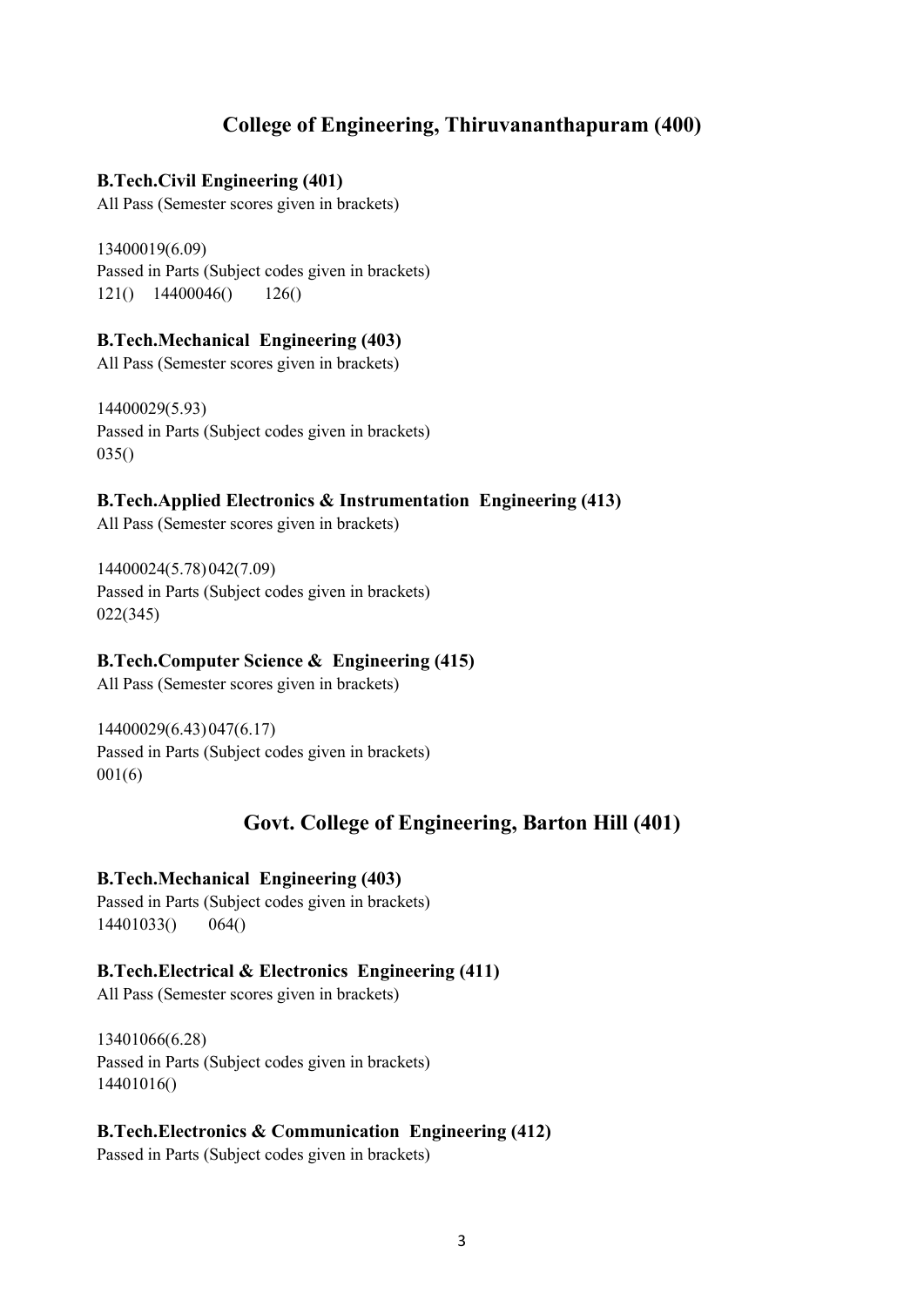## College of Engineering, Thiruvananthapuram (400)

### B.Tech.Civil Engineering (401)

All Pass (Semester scores given in brackets)

13400019(6.09)

Passed in Parts (Subject codes given in brackets)

121()    14400046()    126()

### B.Tech.Mechanical Engineering (403)

All Pass (Semester scores given in brackets)

14400029(5.93)

Passed in Parts (Subject codes given in brackets)

035()

### B.Tech.Applied Electronics & Instrumentation Engineering (413)

All Pass (Semester scores given in brackets)

14400024(5.78) 042(7.09)

Passed in Parts (Subject codes given in brackets)

022(345)

### B.Tech.Computer Science & Engineering (415)

All Pass (Semester scores given in brackets)

14400029(6.43) 047(6.17)

Passed in Parts (Subject codes given in brackets)

001(6)

## Govt. College of Engineering, Barton Hill (401)

### B.Tech.Mechanical Engineering (403)

Passed in Parts (Subject codes given in brackets)

14401033()    064()

### B.Tech.Electrical & Electronics Engineering (411)

All Pass (Semester scores given in brackets)

13401066(6.28)

Passed in Parts (Subject codes given in brackets)

14401016()

### B.Tech.Electronics & Communication Engineering (412)

Passed in Parts (Subject codes given in brackets)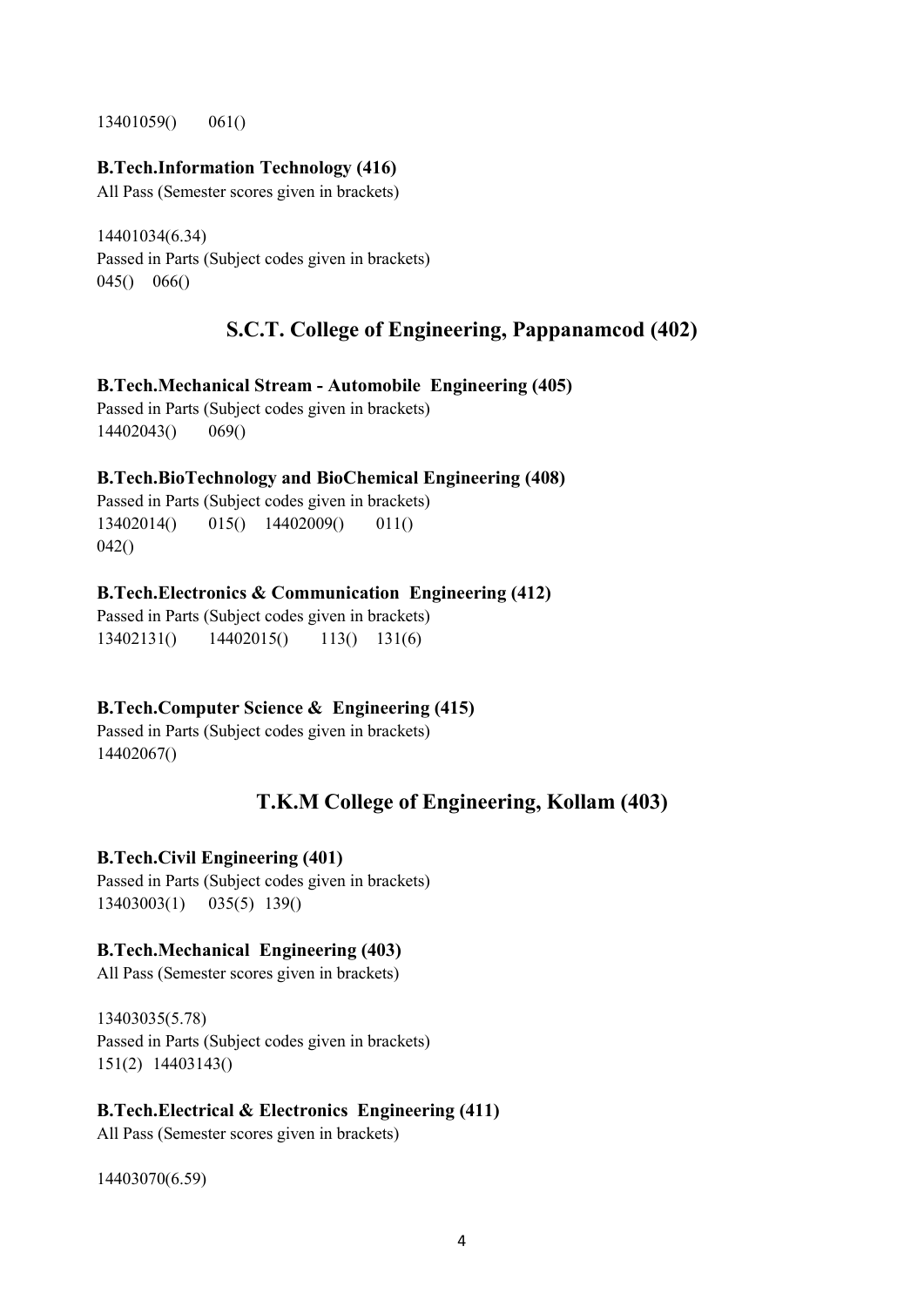13401059()      061()

### B.Tech.Information Technology (416)

All Pass (Semester scores given in brackets)

14401034(6.34)

Passed in Parts (Subject codes given in brackets)

045()   066()

## S.C.T. College of Engineering, Pappanamcod (402)

### B.Tech.Mechanical Stream - Automobile Engineering (405)

Passed in Parts (Subject codes given in brackets)

14402043()      069()

### B.Tech.BioTechnology and BioChemical Engineering (408)

Passed in Parts (Subject codes given in brackets)

13402014()      015()   14402009()      011()

042()

### B.Tech.Electronics & Communication Engineering (412)

Passed in Parts (Subject codes given in brackets)

13402131()      14402015()      113()   131(6)

### B.Tech.Computer Science & Engineering (415)

Passed in Parts (Subject codes given in brackets)

14402067()

## T.K.M College of Engineering, Kollam (403)

### B.Tech.Civil Engineering (401)

Passed in Parts (Subject codes given in brackets)

13403003(1)     035(5)  139()

### B.Tech.Mechanical Engineering (403)

All Pass (Semester scores given in brackets)

13403035(5.78)

Passed in Parts (Subject codes given in brackets)

151(2)  14403143()

### B.Tech.Electrical & Electronics Engineering (411)

All Pass (Semester scores given in brackets)

14403070(6.59)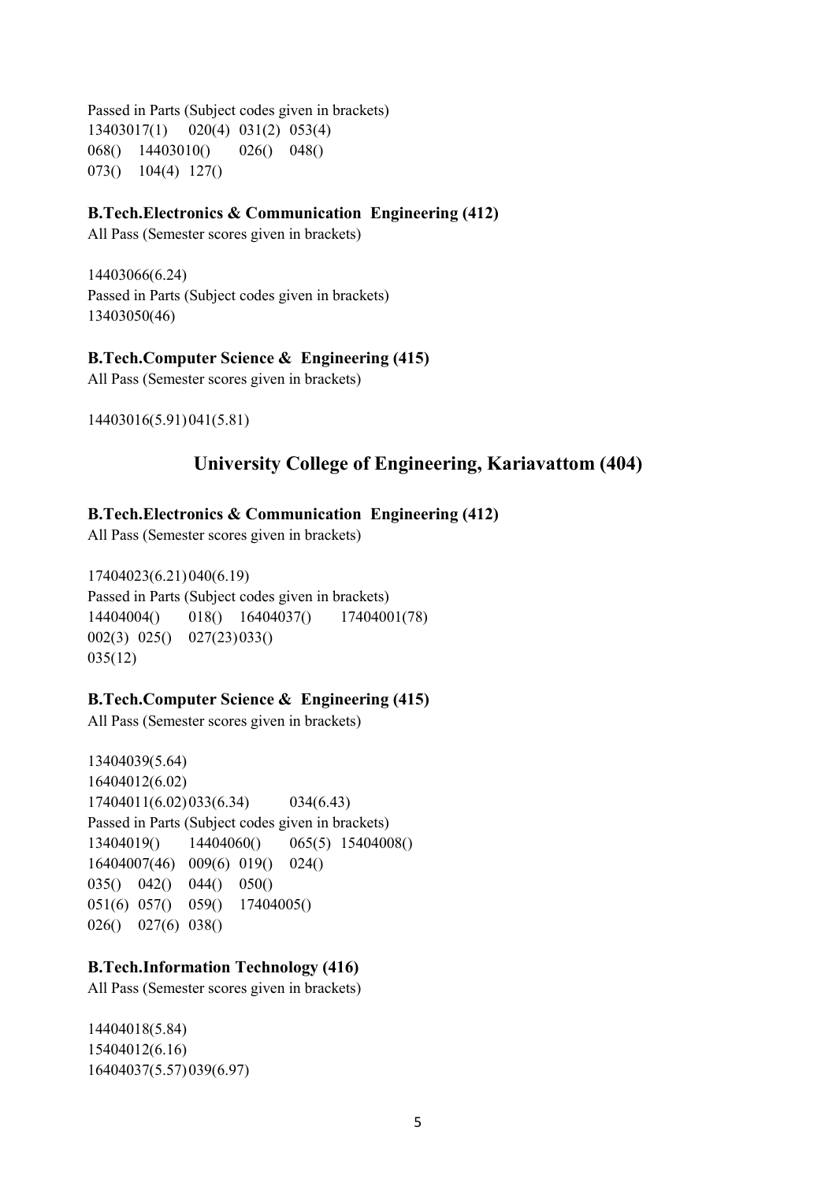Passed in Parts (Subject codes given in brackets)
13403017(1)    020(4)  031(2)  053(4)
068()    14403010()    026()    048()
073()    104(4)  127()

### B.Tech.Electronics & Communication Engineering (412)

All Pass (Semester scores given in brackets)

14403066(6.24)
Passed in Parts (Subject codes given in brackets)
13403050(46)

### B.Tech.Computer Science & Engineering (415)

All Pass (Semester scores given in brackets)

14403016(5.91) 041(5.81)

## University College of Engineering, Kariavattom (404)

### B.Tech.Electronics & Communication Engineering (412)

All Pass (Semester scores given in brackets)

17404023(6.21) 040(6.19)
Passed in Parts (Subject codes given in brackets)
14404004()    018()    16404037()    17404001(78)
002(3)  025()    027(23) 033()
035(12)

### B.Tech.Computer Science & Engineering (415)

All Pass (Semester scores given in brackets)

13404039(5.64)
16404012(6.02)
17404011(6.02) 033(6.34)    034(6.43)
Passed in Parts (Subject codes given in brackets)
13404019()    14404060()    065(5)  15404008()
16404007(46)    009(6)  019()    024()
035()    042()    044()    050()
051(6)  057()    059()    17404005()
026()    027(6)  038()

### B.Tech.Information Technology (416)

All Pass (Semester scores given in brackets)

14404018(5.84)
15404012(6.16)
16404037(5.57) 039(6.97)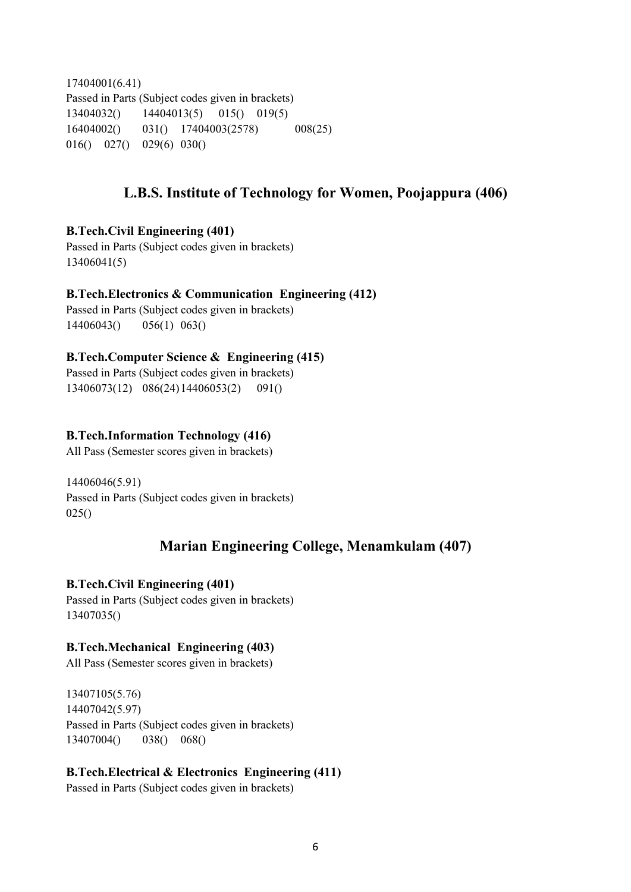17404001(6.41)
Passed in Parts (Subject codes given in brackets)
13404032()    14404013(5)    015()    019(5)
16404002()    031()    17404003(2578)    008(25)
016()    027()    029(6)    030()

## L.B.S. Institute of Technology for Women, Poojappura (406)

### B.Tech.Civil Engineering (401)

Passed in Parts (Subject codes given in brackets)
13406041(5)

### B.Tech.Electronics & Communication Engineering (412)

Passed in Parts (Subject codes given in brackets)
14406043()    056(1)    063()

### B.Tech.Computer Science & Engineering (415)

Passed in Parts (Subject codes given in brackets)
13406073(12)    086(24)    14406053(2)    091()

### B.Tech.Information Technology (416)

All Pass (Semester scores given in brackets)

14406046(5.91)
Passed in Parts (Subject codes given in brackets)
025()

## Marian Engineering College, Menamkulam (407)

### B.Tech.Civil Engineering (401)

Passed in Parts (Subject codes given in brackets)
13407035()

### B.Tech.Mechanical Engineering (403)

All Pass (Semester scores given in brackets)

13407105(5.76)
14407042(5.97)
Passed in Parts (Subject codes given in brackets)
13407004()    038()    068()

### B.Tech.Electrical & Electronics Engineering (411)

Passed in Parts (Subject codes given in brackets)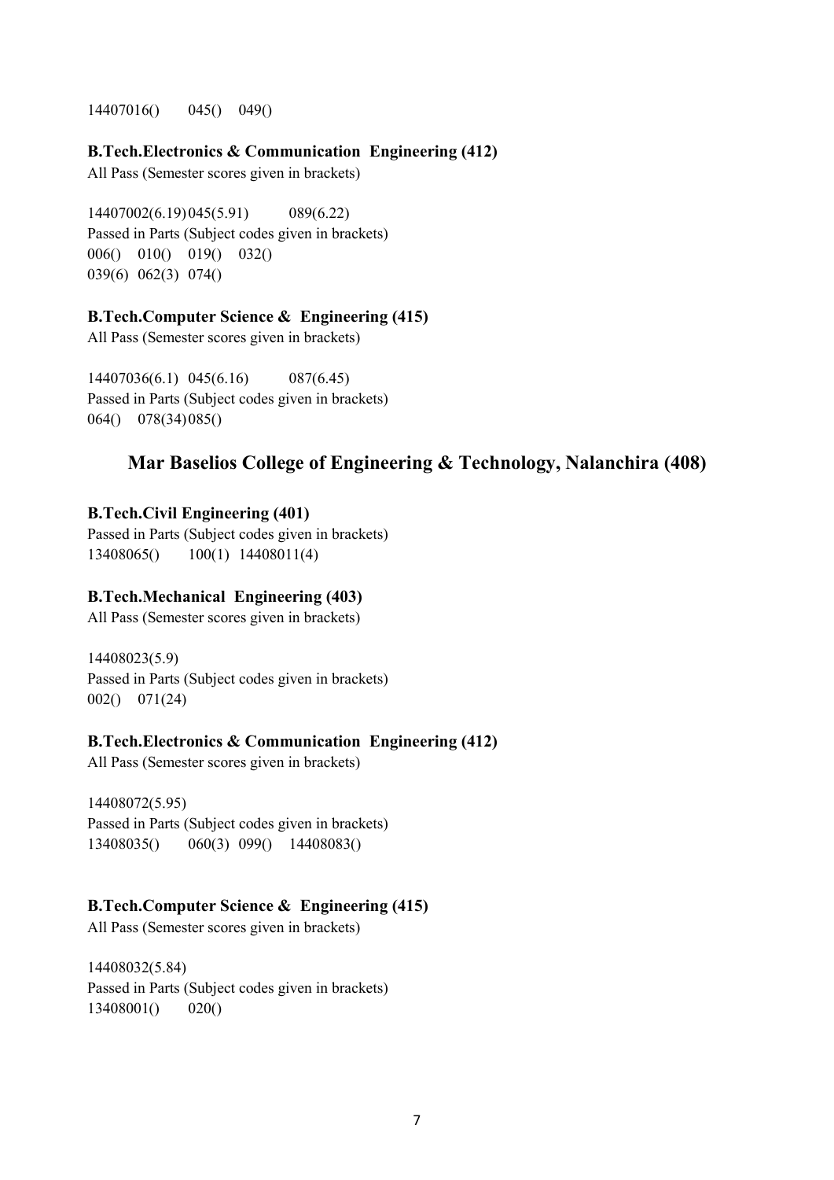14407016()      045()    049()

**B.Tech.Electronics & Communication  Engineering (412)**

All Pass (Semester scores given in brackets)

14407002(6.19) 045(5.91)        089(6.22)

Passed in Parts (Subject codes given in brackets)

006()    010()    019()    032()

039(6)  062(3)  074()

**B.Tech.Computer Science &  Engineering (415)**

All Pass (Semester scores given in brackets)

14407036(6.1)  045(6.16)        087(6.45)

Passed in Parts (Subject codes given in brackets)

064()    078(34) 085()

## Mar Baselios College of Engineering & Technology, Nalanchira (408)

**B.Tech.Civil Engineering (401)**

Passed in Parts (Subject codes given in brackets)

13408065()      100(1)  14408011(4)

**B.Tech.Mechanical  Engineering (403)**

All Pass (Semester scores given in brackets)

14408023(5.9)

Passed in Parts (Subject codes given in brackets)

002()    071(24)

**B.Tech.Electronics & Communication  Engineering (412)**

All Pass (Semester scores given in brackets)

14408072(5.95)

Passed in Parts (Subject codes given in brackets)

13408035()      060(3)  099()    14408083()

**B.Tech.Computer Science &  Engineering (415)**

All Pass (Semester scores given in brackets)

14408032(5.84)

Passed in Parts (Subject codes given in brackets)

13408001()      020()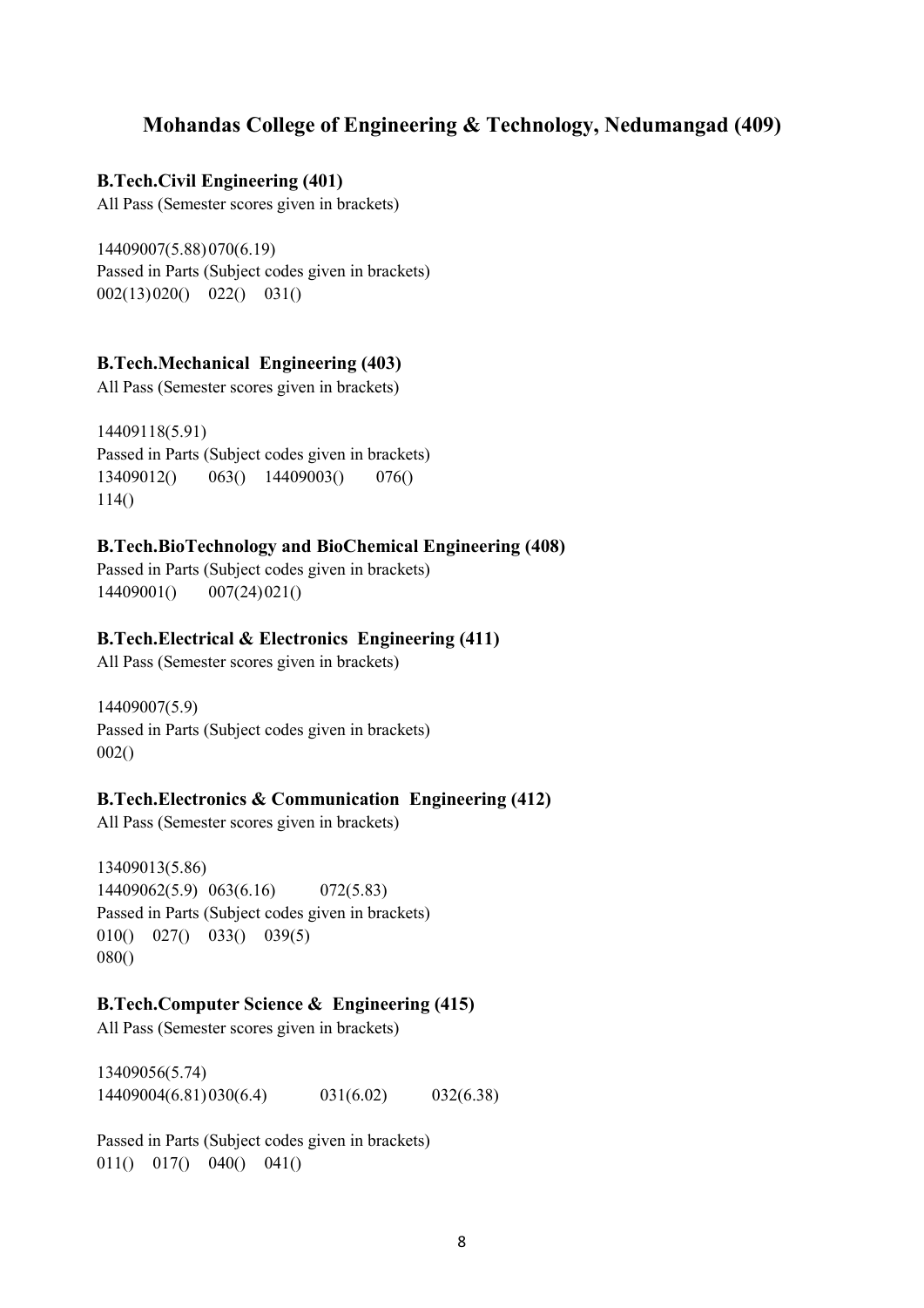# Mohandas College of Engineering & Technology, Nedumangad (409)

**B.Tech.Civil Engineering (401)**

All Pass (Semester scores given in brackets)

14409007(5.88) 070(6.19)

Passed in Parts (Subject codes given in brackets)

002(13) 020() 022() 031()

**B.Tech.Mechanical Engineering (403)**

All Pass (Semester scores given in brackets)

14409118(5.91)

Passed in Parts (Subject codes given in brackets)

13409012() 063() 14409003() 076()

114()

**B.Tech.BioTechnology and BioChemical Engineering (408)**

Passed in Parts (Subject codes given in brackets)

14409001() 007(24) 021()

**B.Tech.Electrical & Electronics Engineering (411)**

All Pass (Semester scores given in brackets)

14409007(5.9)

Passed in Parts (Subject codes given in brackets)

002()

**B.Tech.Electronics & Communication Engineering (412)**

All Pass (Semester scores given in brackets)

13409013(5.86)

14409062(5.9) 063(6.16) 072(5.83)

Passed in Parts (Subject codes given in brackets)

010() 027() 033() 039(5)

080()

**B.Tech.Computer Science & Engineering (415)**

All Pass (Semester scores given in brackets)

13409056(5.74)

14409004(6.81) 030(6.4) 031(6.02) 032(6.38)

Passed in Parts (Subject codes given in brackets)

011() 017() 040() 041()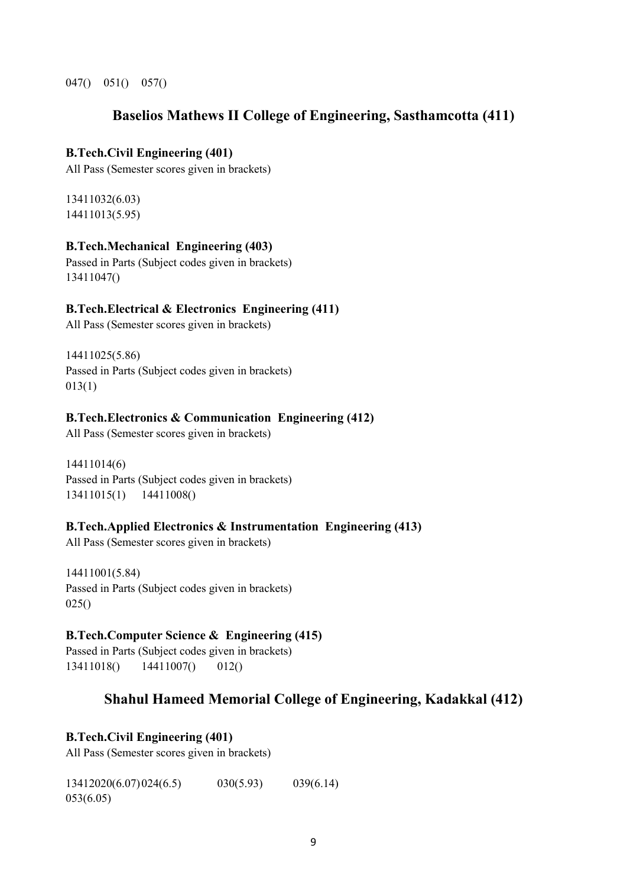047()    051()    057()

## Baselios Mathews II College of Engineering, Sasthamcotta (411)

**B.Tech.Civil Engineering (401)**

All Pass (Semester scores given in brackets)

13411032(6.03)
14411013(5.95)

**B.Tech.Mechanical Engineering (403)**

Passed in Parts (Subject codes given in brackets)
13411047()

**B.Tech.Electrical & Electronics Engineering (411)**

All Pass (Semester scores given in brackets)

14411025(5.86)
Passed in Parts (Subject codes given in brackets)
013(1)

**B.Tech.Electronics & Communication Engineering (412)**

All Pass (Semester scores given in brackets)

14411014(6)
Passed in Parts (Subject codes given in brackets)
13411015(1)    14411008()

**B.Tech.Applied Electronics & Instrumentation Engineering (413)**

All Pass (Semester scores given in brackets)

14411001(5.84)
Passed in Parts (Subject codes given in brackets)
025()

**B.Tech.Computer Science & Engineering (415)**

Passed in Parts (Subject codes given in brackets)
13411018()    14411007()    012()

## Shahul Hameed Memorial College of Engineering, Kadakkal (412)

**B.Tech.Civil Engineering (401)**

All Pass (Semester scores given in brackets)

13412020(6.07) 024(6.5)    030(5.93)    039(6.14)
053(6.05)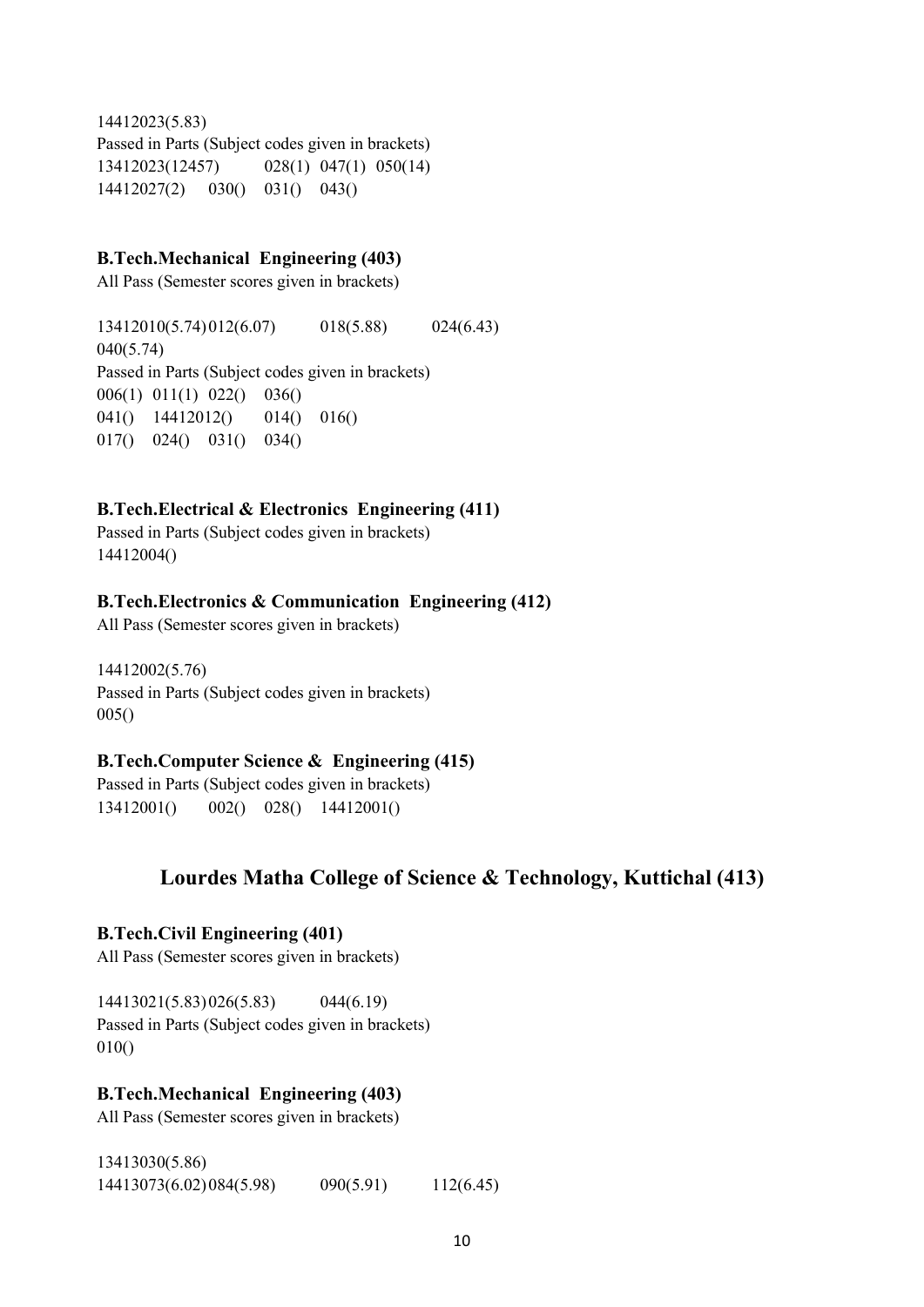14412023(5.83)

Passed in Parts (Subject codes given in brackets)

13412023(12457) 028(1) 047(1) 050(14)

14412027(2) 030() 031() 043()

### B.Tech.Mechanical Engineering (403)

All Pass (Semester scores given in brackets)

13412010(5.74) 012(6.07) 018(5.88) 024(6.43)

040(5.74)

Passed in Parts (Subject codes given in brackets)

006(1) 011(1) 022() 036()

041() 14412012() 014() 016()

017() 024() 031() 034()

### B.Tech.Electrical & Electronics Engineering (411)

Passed in Parts (Subject codes given in brackets)

14412004()

### B.Tech.Electronics & Communication Engineering (412)

All Pass (Semester scores given in brackets)

14412002(5.76)

Passed in Parts (Subject codes given in brackets)

005()

### B.Tech.Computer Science & Engineering (415)

Passed in Parts (Subject codes given in brackets)

13412001() 002() 028() 14412001()

## Lourdes Matha College of Science & Technology, Kuttichal (413)

### B.Tech.Civil Engineering (401)

All Pass (Semester scores given in brackets)

14413021(5.83) 026(5.83) 044(6.19)

Passed in Parts (Subject codes given in brackets)

010()

### B.Tech.Mechanical Engineering (403)

All Pass (Semester scores given in brackets)

13413030(5.86)

14413073(6.02) 084(5.98) 090(5.91) 112(6.45)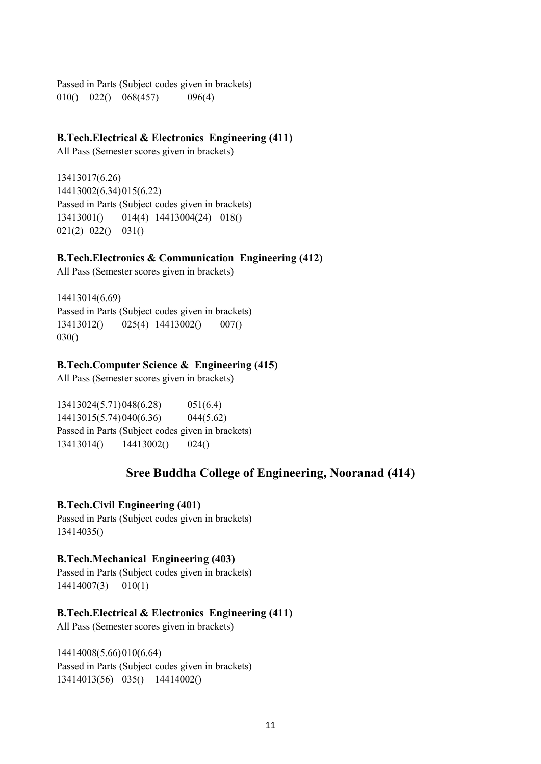Passed in Parts (Subject codes given in brackets)
010()  022()  068(457)  096(4)

### B.Tech.Electrical & Electronics Engineering (411)

All Pass (Semester scores given in brackets)

13413017(6.26)
14413002(6.34) 015(6.22)

Passed in Parts (Subject codes given in brackets)
13413001()  014(4)  14413004(24)  018()
021(2)  022()  031()

### B.Tech.Electronics & Communication Engineering (412)

All Pass (Semester scores given in brackets)

14413014(6.69)

Passed in Parts (Subject codes given in brackets)
13413012()  025(4)  14413002()  007()
030()

### B.Tech.Computer Science & Engineering (415)

All Pass (Semester scores given in brackets)

13413024(5.71) 048(6.28)  051(6.4)
14413015(5.74) 040(6.36)  044(5.62)

Passed in Parts (Subject codes given in brackets)
13413014()  14413002()  024()

## Sree Buddha College of Engineering, Nooranad (414)

### B.Tech.Civil Engineering (401)

Passed in Parts (Subject codes given in brackets)
13414035()

### B.Tech.Mechanical Engineering (403)

Passed in Parts (Subject codes given in brackets)
14414007(3)  010(1)

### B.Tech.Electrical & Electronics Engineering (411)

All Pass (Semester scores given in brackets)

14414008(5.66) 010(6.64)

Passed in Parts (Subject codes given in brackets)
13414013(56)  035()  14414002()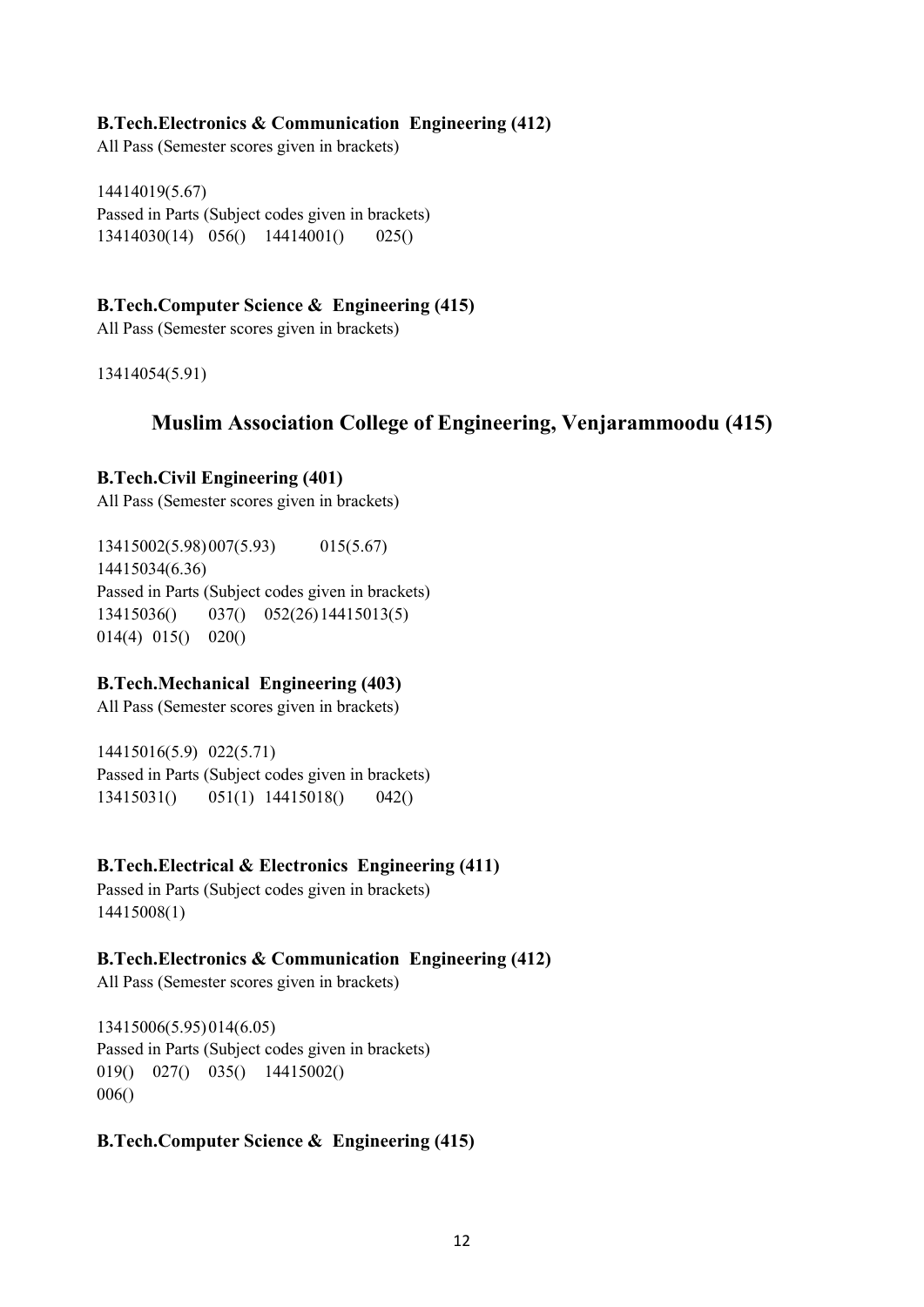### B.Tech.Electronics & Communication Engineering (412)

All Pass (Semester scores given in brackets)

14414019(5.67)

Passed in Parts (Subject codes given in brackets)

13414030(14) 056() 14414001() 025()

### B.Tech.Computer Science & Engineering (415)

All Pass (Semester scores given in brackets)

13414054(5.91)

## Muslim Association College of Engineering, Venjarammoodu (415)

### B.Tech.Civil Engineering (401)

All Pass (Semester scores given in brackets)

13415002(5.98) 007(5.93) 015(5.67)
14415034(6.36)

Passed in Parts (Subject codes given in brackets)

13415036() 037() 052(26) 14415013(5)
014(4) 015() 020()

### B.Tech.Mechanical Engineering (403)

All Pass (Semester scores given in brackets)

14415016(5.9) 022(5.71)

Passed in Parts (Subject codes given in brackets)

13415031() 051(1) 14415018() 042()

### B.Tech.Electrical & Electronics Engineering (411)

Passed in Parts (Subject codes given in brackets)

14415008(1)

### B.Tech.Electronics & Communication Engineering (412)

All Pass (Semester scores given in brackets)

13415006(5.95) 014(6.05)

Passed in Parts (Subject codes given in brackets)

019() 027() 035() 14415002()
006()

### B.Tech.Computer Science & Engineering (415)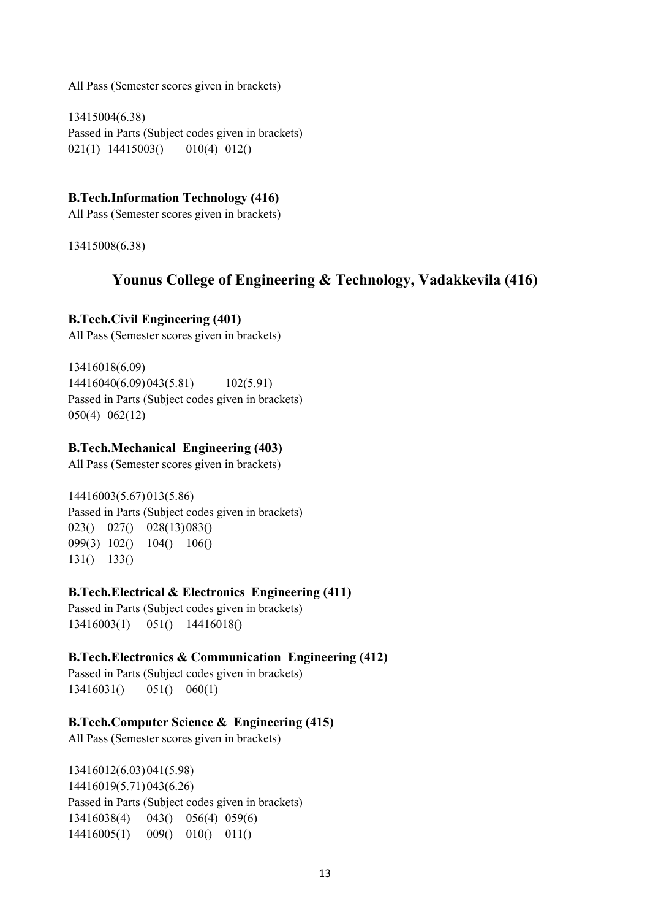All Pass (Semester scores given in brackets)

13415004(6.38)
Passed in Parts (Subject codes given in brackets)
021(1) 14415003() 010(4) 012()

**B.Tech.Information Technology (416)**
All Pass (Semester scores given in brackets)

13415008(6.38)

## Younus College of Engineering & Technology, Vadakkevila (416)

**B.Tech.Civil Engineering (401)**
All Pass (Semester scores given in brackets)

13416018(6.09)
14416040(6.09) 043(5.81) 102(5.91)
Passed in Parts (Subject codes given in brackets)
050(4) 062(12)

**B.Tech.Mechanical Engineering (403)**
All Pass (Semester scores given in brackets)

14416003(5.67) 013(5.86)
Passed in Parts (Subject codes given in brackets)
023() 027() 028(13) 083()
099(3) 102() 104() 106()
131() 133()

**B.Tech.Electrical & Electronics Engineering (411)**
Passed in Parts (Subject codes given in brackets)
13416003(1) 051() 14416018()

**B.Tech.Electronics & Communication Engineering (412)**
Passed in Parts (Subject codes given in brackets)
13416031() 051() 060(1)

**B.Tech.Computer Science & Engineering (415)**
All Pass (Semester scores given in brackets)

13416012(6.03) 041(5.98)
14416019(5.71) 043(6.26)
Passed in Parts (Subject codes given in brackets)
13416038(4) 043() 056(4) 059(6)
14416005(1) 009() 010() 011()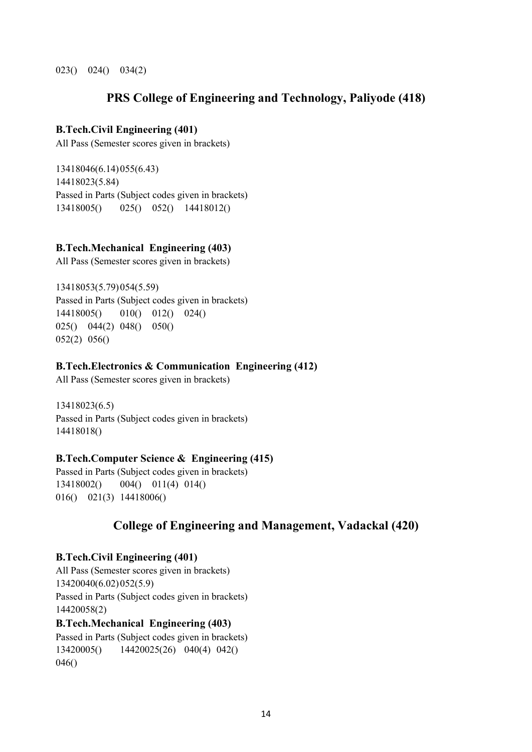023()    024()    034(2)

## PRS College of Engineering and Technology, Paliyode (418)

### B.Tech.Civil Engineering (401)

All Pass (Semester scores given in brackets)

13418046(6.14) 055(6.43)
14418023(5.84)
Passed in Parts (Subject codes given in brackets)
13418005()    025()    052()    14418012()

### B.Tech.Mechanical Engineering (403)

All Pass (Semester scores given in brackets)

13418053(5.79) 054(5.59)
Passed in Parts (Subject codes given in brackets)
14418005()    010()    012()    024()
025()    044(2)    048()    050()
052(2)    056()

### B.Tech.Electronics & Communication Engineering (412)

All Pass (Semester scores given in brackets)

13418023(6.5)
Passed in Parts (Subject codes given in brackets)
14418018()

### B.Tech.Computer Science & Engineering (415)

Passed in Parts (Subject codes given in brackets)
13418002()    004()    011(4)    014()
016()    021(3)    14418006()

## College of Engineering and Management, Vadackal (420)

### B.Tech.Civil Engineering (401)

All Pass (Semester scores given in brackets)
13420040(6.02) 052(5.9)
Passed in Parts (Subject codes given in brackets)
14420058(2)

### B.Tech.Mechanical Engineering (403)

Passed in Parts (Subject codes given in brackets)
13420005()    14420025(26)    040(4)    042()
046()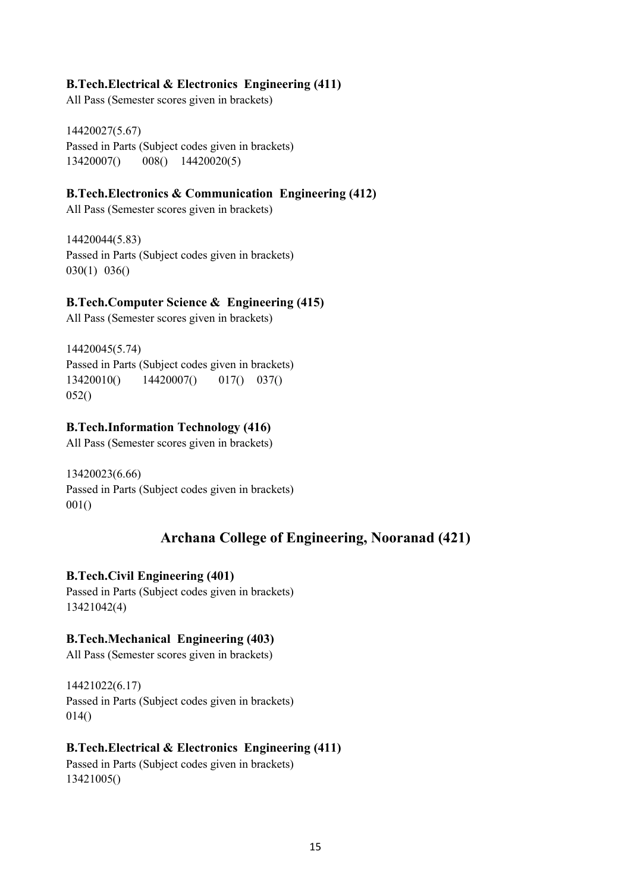**B.Tech.Electrical & Electronics Engineering (411)**

All Pass (Semester scores given in brackets)

14420027(5.67)

Passed in Parts (Subject codes given in brackets)

13420007()   008()   14420020(5)

**B.Tech.Electronics & Communication Engineering (412)**

All Pass (Semester scores given in brackets)

14420044(5.83)

Passed in Parts (Subject codes given in brackets)

030(1)   036()

**B.Tech.Computer Science & Engineering (415)**

All Pass (Semester scores given in brackets)

14420045(5.74)

Passed in Parts (Subject codes given in brackets)

13420010()   14420007()   017()   037()

052()

**B.Tech.Information Technology (416)**

All Pass (Semester scores given in brackets)

13420023(6.66)

Passed in Parts (Subject codes given in brackets)

001()

## Archana College of Engineering, Nooranad (421)

**B.Tech.Civil Engineering (401)**

Passed in Parts (Subject codes given in brackets)

13421042(4)

**B.Tech.Mechanical Engineering (403)**

All Pass (Semester scores given in brackets)

14421022(6.17)

Passed in Parts (Subject codes given in brackets)

014()

**B.Tech.Electrical & Electronics Engineering (411)**

Passed in Parts (Subject codes given in brackets)

13421005()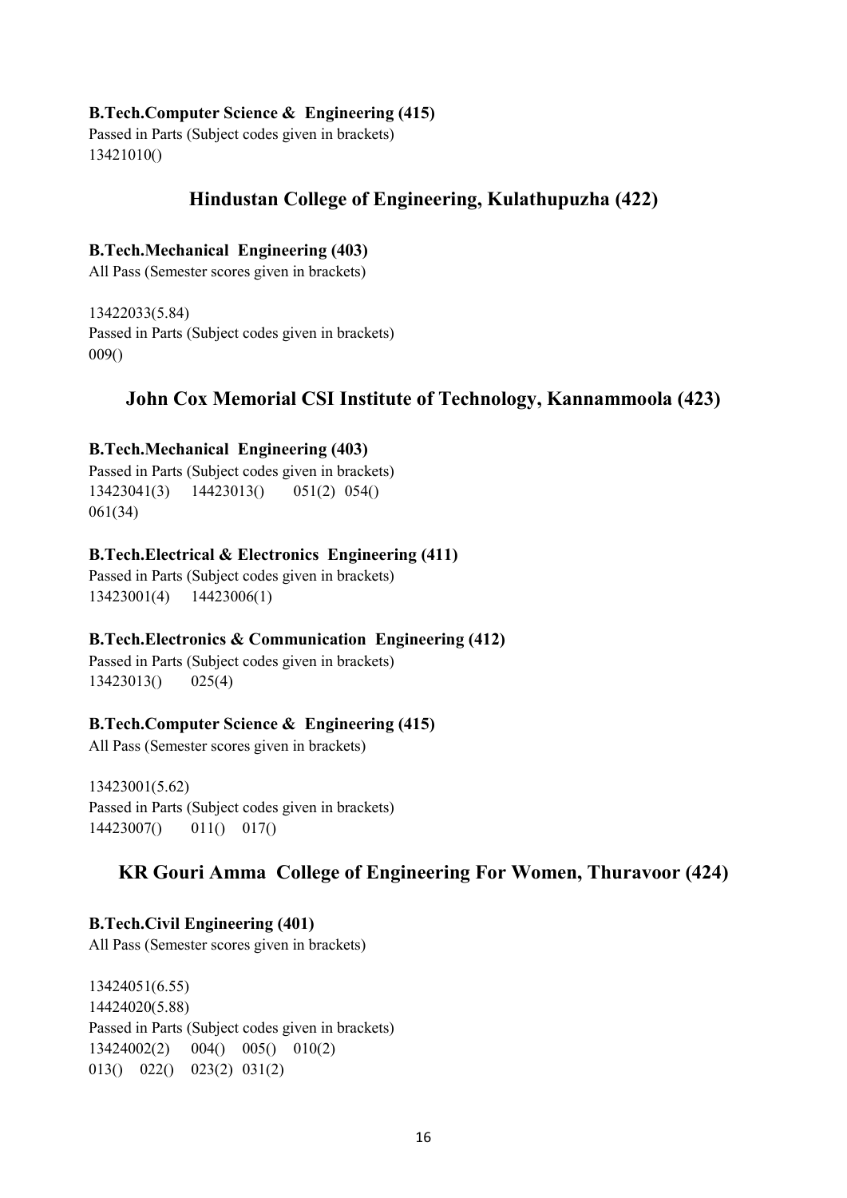**B.Tech.Computer Science & Engineering (415)**

Passed in Parts (Subject codes given in brackets)

13421010()

## Hindustan College of Engineering, Kulathupuzha (422)

**B.Tech.Mechanical Engineering (403)**

All Pass (Semester scores given in brackets)

13422033(5.84)

Passed in Parts (Subject codes given in brackets)

009()

## John Cox Memorial CSI Institute of Technology, Kannammoola (423)

**B.Tech.Mechanical Engineering (403)**

Passed in Parts (Subject codes given in brackets)

13423041(3) 14423013() 051(2) 054()

061(34)

**B.Tech.Electrical & Electronics Engineering (411)**

Passed in Parts (Subject codes given in brackets)

13423001(4) 14423006(1)

**B.Tech.Electronics & Communication Engineering (412)**

Passed in Parts (Subject codes given in brackets)

13423013() 025(4)

**B.Tech.Computer Science & Engineering (415)**

All Pass (Semester scores given in brackets)

13423001(5.62)

Passed in Parts (Subject codes given in brackets)

14423007() 011() 017()

## KR Gouri Amma College of Engineering For Women, Thuravoor (424)

**B.Tech.Civil Engineering (401)**

All Pass (Semester scores given in brackets)

13424051(6.55)

14424020(5.88)

Passed in Parts (Subject codes given in brackets)

13424002(2) 004() 005() 010(2)

013() 022() 023(2) 031(2)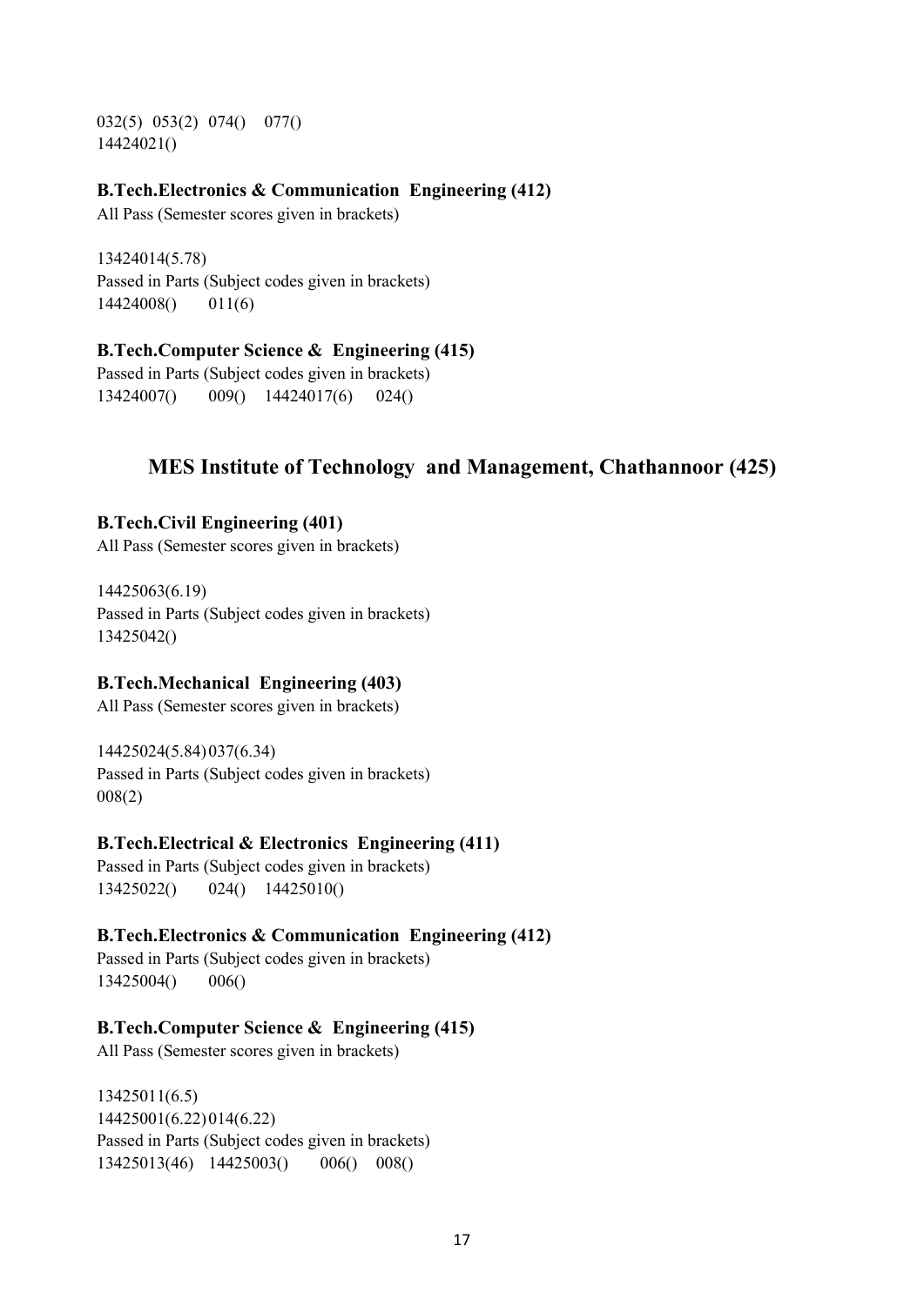032(5) 053(2) 074() 077()
14424021()

**B.Tech.Electronics & Communication Engineering (412)**

All Pass (Semester scores given in brackets)

13424014(5.78)
Passed in Parts (Subject codes given in brackets)
14424008() 011(6)

**B.Tech.Computer Science & Engineering (415)**

Passed in Parts (Subject codes given in brackets)
13424007() 009() 14424017(6) 024()

## MES Institute of Technology and Management, Chathannoor (425)

**B.Tech.Civil Engineering (401)**

All Pass (Semester scores given in brackets)

14425063(6.19)
Passed in Parts (Subject codes given in brackets)
13425042()

**B.Tech.Mechanical Engineering (403)**

All Pass (Semester scores given in brackets)

14425024(5.84) 037(6.34)
Passed in Parts (Subject codes given in brackets)
008(2)

**B.Tech.Electrical & Electronics Engineering (411)**

Passed in Parts (Subject codes given in brackets)
13425022() 024() 14425010()

**B.Tech.Electronics & Communication Engineering (412)**

Passed in Parts (Subject codes given in brackets)
13425004() 006()

**B.Tech.Computer Science & Engineering (415)**

All Pass (Semester scores given in brackets)

13425011(6.5)
14425001(6.22) 014(6.22)
Passed in Parts (Subject codes given in brackets)
13425013(46) 14425003() 006() 008()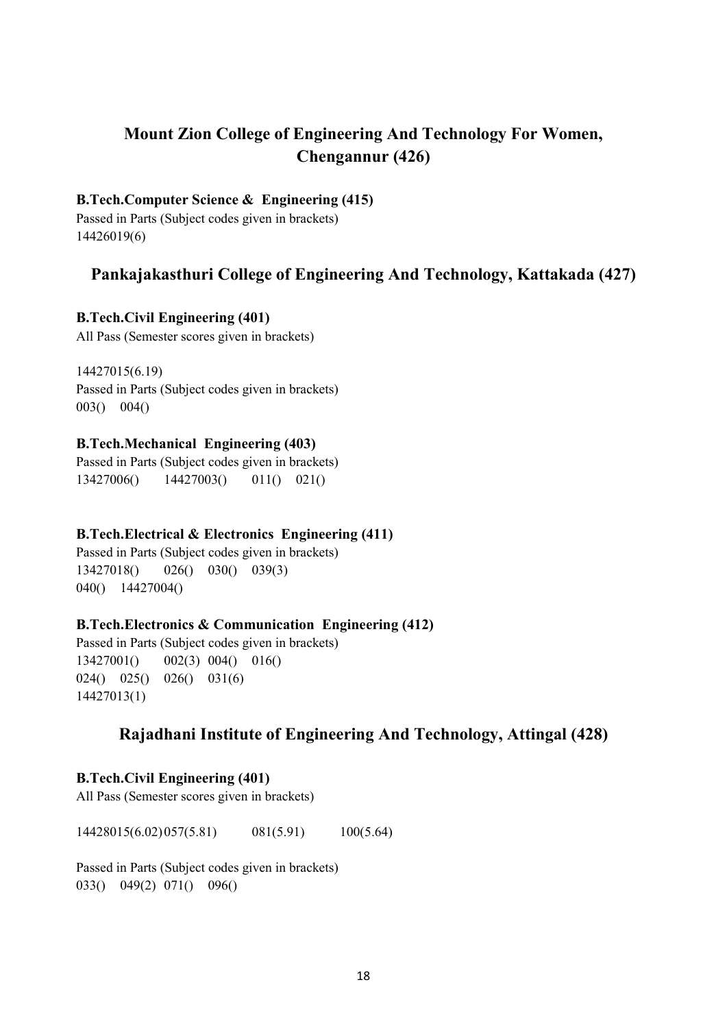## Mount Zion College of Engineering And Technology For Women, Chengannur (426)

**B.Tech.Computer Science & Engineering (415)**

Passed in Parts (Subject codes given in brackets)

14426019(6)

## Pankajakasthuri College of Engineering And Technology, Kattakada (427)

**B.Tech.Civil Engineering (401)**

All Pass (Semester scores given in brackets)

14427015(6.19)

Passed in Parts (Subject codes given in brackets)

003() 004()

**B.Tech.Mechanical Engineering (403)**

Passed in Parts (Subject codes given in brackets)

13427006() 14427003() 011() 021()

**B.Tech.Electrical & Electronics Engineering (411)**

Passed in Parts (Subject codes given in brackets)

13427018() 026() 030() 039(3)
040() 14427004()

**B.Tech.Electronics & Communication Engineering (412)**

Passed in Parts (Subject codes given in brackets)

13427001() 002(3) 004() 016()
024() 025() 026() 031(6)
14427013(1)

## Rajadhani Institute of Engineering And Technology, Attingal (428)

**B.Tech.Civil Engineering (401)**

All Pass (Semester scores given in brackets)

14428015(6.02) 057(5.81) 081(5.91) 100(5.64)

Passed in Parts (Subject codes given in brackets)

033() 049(2) 071() 096()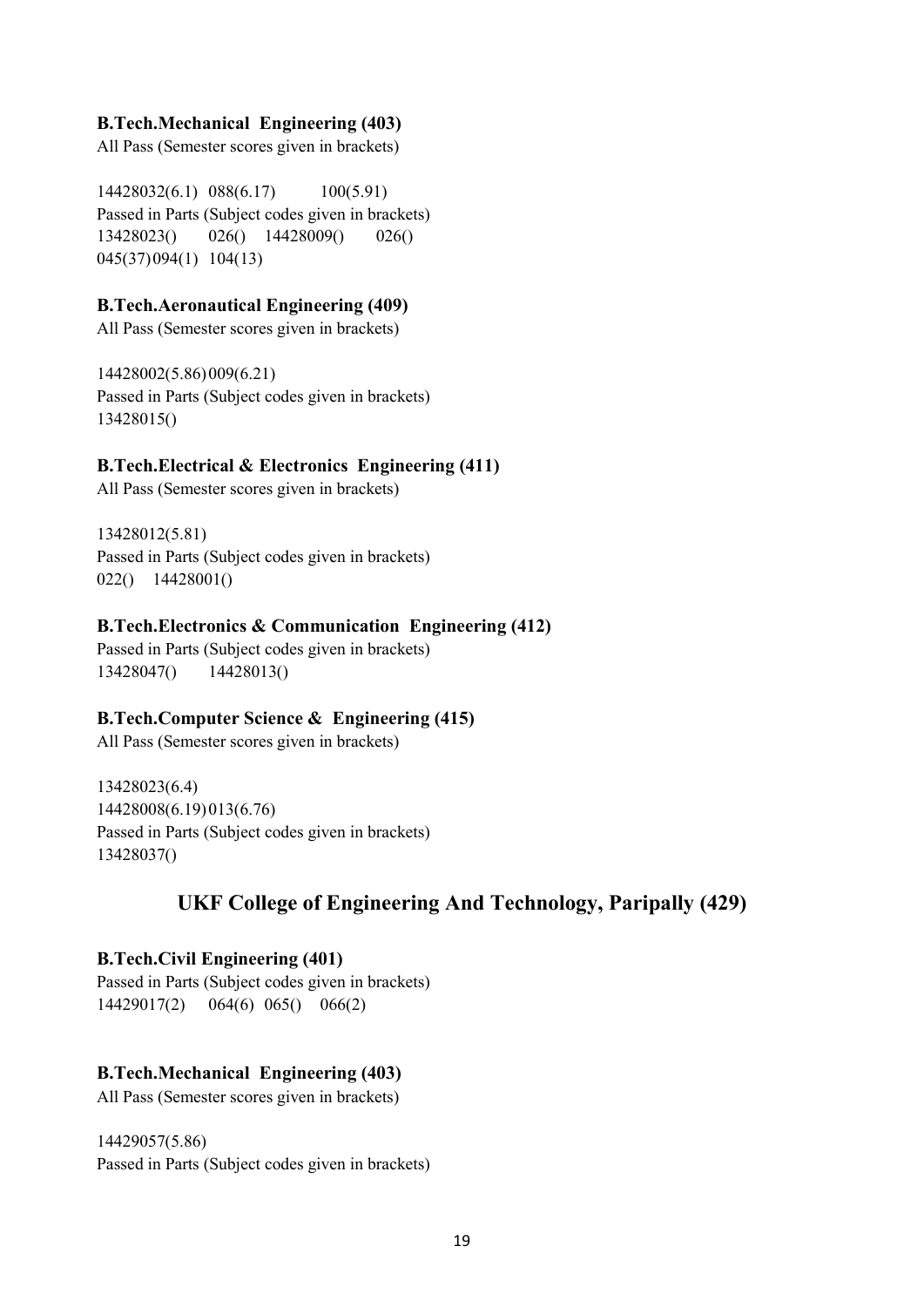### B.Tech.Mechanical Engineering (403)

All Pass (Semester scores given in brackets)

14428032(6.1) 088(6.17) 100(5.91)

Passed in Parts (Subject codes given in brackets)

13428023() 026() 14428009() 026()
045(37) 094(1) 104(13)

### B.Tech.Aeronautical Engineering (409)

All Pass (Semester scores given in brackets)

14428002(5.86) 009(6.21)

Passed in Parts (Subject codes given in brackets)

13428015()

### B.Tech.Electrical & Electronics Engineering (411)

All Pass (Semester scores given in brackets)

13428012(5.81)

Passed in Parts (Subject codes given in brackets)

022() 14428001()

### B.Tech.Electronics & Communication Engineering (412)

Passed in Parts (Subject codes given in brackets)

13428047() 14428013()

### B.Tech.Computer Science & Engineering (415)

All Pass (Semester scores given in brackets)

13428023(6.4)
14428008(6.19) 013(6.76)

Passed in Parts (Subject codes given in brackets)

13428037()

## UKF College of Engineering And Technology, Paripally (429)

### B.Tech.Civil Engineering (401)

Passed in Parts (Subject codes given in brackets)

14429017(2) 064(6) 065() 066(2)

### B.Tech.Mechanical Engineering (403)

All Pass (Semester scores given in brackets)

14429057(5.86)

Passed in Parts (Subject codes given in brackets)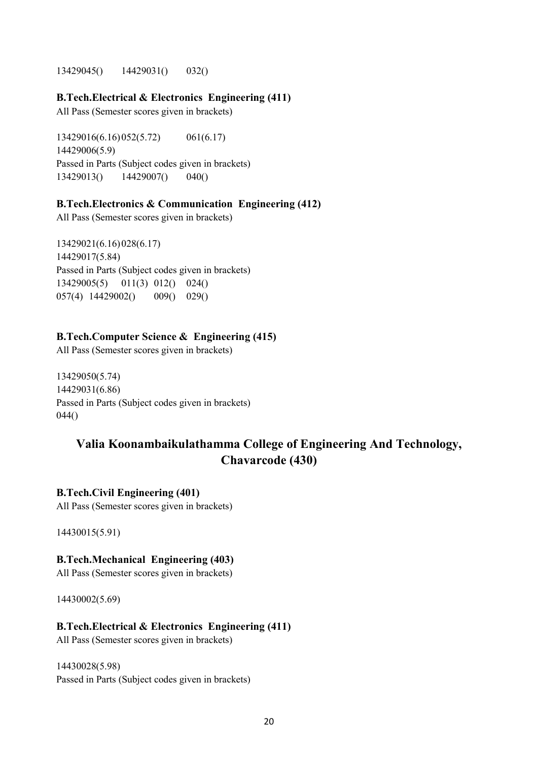13429045()  14429031()  032()

**B.Tech.Electrical & Electronics Engineering (411)**

All Pass (Semester scores given in brackets)

13429016(6.16) 052(5.72) 061(6.17)
14429006(5.9)

Passed in Parts (Subject codes given in brackets)

13429013()  14429007()  040()

**B.Tech.Electronics & Communication Engineering (412)**

All Pass (Semester scores given in brackets)

13429021(6.16) 028(6.17)
14429017(5.84)

Passed in Parts (Subject codes given in brackets)

13429005(5)  011(3)  012()  024()
057(4)  14429002()  009()  029()

**B.Tech.Computer Science & Engineering (415)**

All Pass (Semester scores given in brackets)

13429050(5.74)
14429031(6.86)

Passed in Parts (Subject codes given in brackets)

044()

## Valia Koonambaikulathamma College of Engineering And Technology, Chavarcode (430)

**B.Tech.Civil Engineering (401)**

All Pass (Semester scores given in brackets)

14430015(5.91)

**B.Tech.Mechanical Engineering (403)**

All Pass (Semester scores given in brackets)

14430002(5.69)

**B.Tech.Electrical & Electronics Engineering (411)**

All Pass (Semester scores given in brackets)

14430028(5.98)

Passed in Parts (Subject codes given in brackets)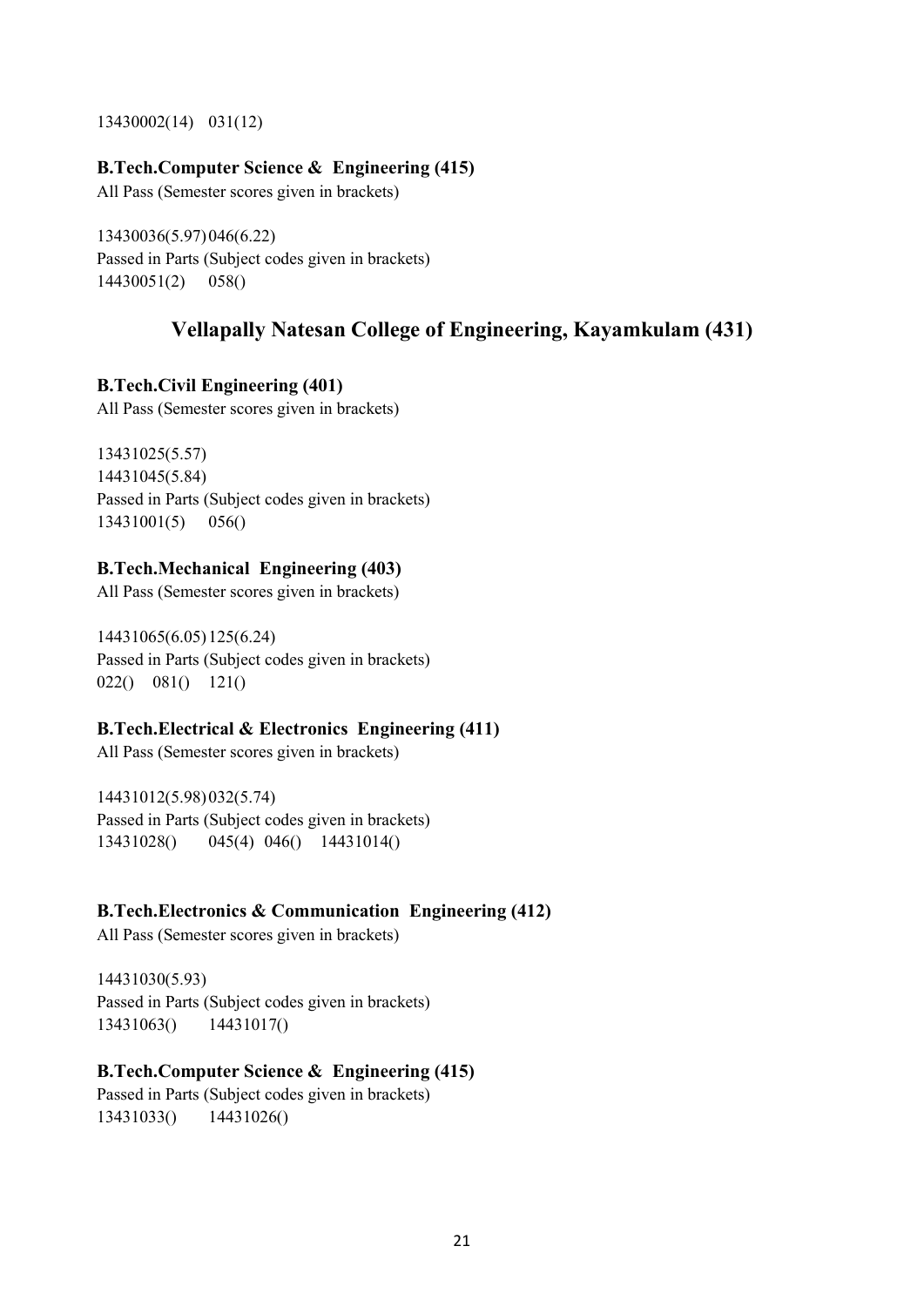13430002(14) 031(12)

**B.Tech.Computer Science & Engineering (415)**

All Pass (Semester scores given in brackets)

13430036(5.97) 046(6.22)

Passed in Parts (Subject codes given in brackets)

14430051(2) 058()

## Vellapally Natesan College of Engineering, Kayamkulam (431)

**B.Tech.Civil Engineering (401)**

All Pass (Semester scores given in brackets)

13431025(5.57)

14431045(5.84)

Passed in Parts (Subject codes given in brackets)

13431001(5) 056()

**B.Tech.Mechanical Engineering (403)**

All Pass (Semester scores given in brackets)

14431065(6.05) 125(6.24)

Passed in Parts (Subject codes given in brackets)

022() 081() 121()

**B.Tech.Electrical & Electronics Engineering (411)**

All Pass (Semester scores given in brackets)

14431012(5.98) 032(5.74)

Passed in Parts (Subject codes given in brackets)

13431028() 045(4) 046() 14431014()

**B.Tech.Electronics & Communication Engineering (412)**

All Pass (Semester scores given in brackets)

14431030(5.93)

Passed in Parts (Subject codes given in brackets)

13431063() 14431017()

**B.Tech.Computer Science & Engineering (415)**

Passed in Parts (Subject codes given in brackets)

13431033() 14431026()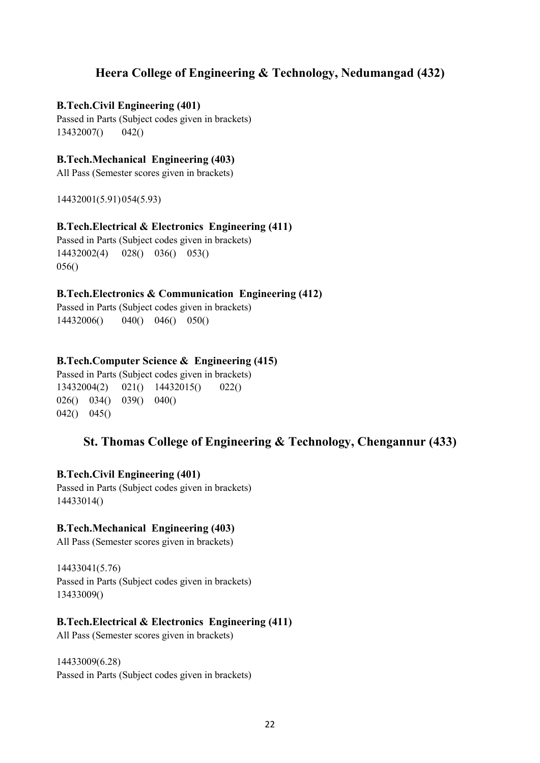## Heera College of Engineering & Technology, Nedumangad (432)

**B.Tech.Civil Engineering (401)**

Passed in Parts (Subject codes given in brackets)

13432007()  042()

**B.Tech.Mechanical Engineering (403)**

All Pass (Semester scores given in brackets)

14432001(5.91) 054(5.93)

**B.Tech.Electrical & Electronics Engineering (411)**

Passed in Parts (Subject codes given in brackets)

14432002(4)  028()  036()  053()
056()

**B.Tech.Electronics & Communication Engineering (412)**

Passed in Parts (Subject codes given in brackets)

14432006()  040()  046()  050()

**B.Tech.Computer Science & Engineering (415)**

Passed in Parts (Subject codes given in brackets)

13432004(2)  021()  14432015()  022()
026()  034()  039()  040()
042()  045()

## St. Thomas College of Engineering & Technology, Chengannur (433)

**B.Tech.Civil Engineering (401)**

Passed in Parts (Subject codes given in brackets)

14433014()

**B.Tech.Mechanical Engineering (403)**

All Pass (Semester scores given in brackets)

14433041(5.76)

Passed in Parts (Subject codes given in brackets)

13433009()

**B.Tech.Electrical & Electronics Engineering (411)**

All Pass (Semester scores given in brackets)

14433009(6.28)

Passed in Parts (Subject codes given in brackets)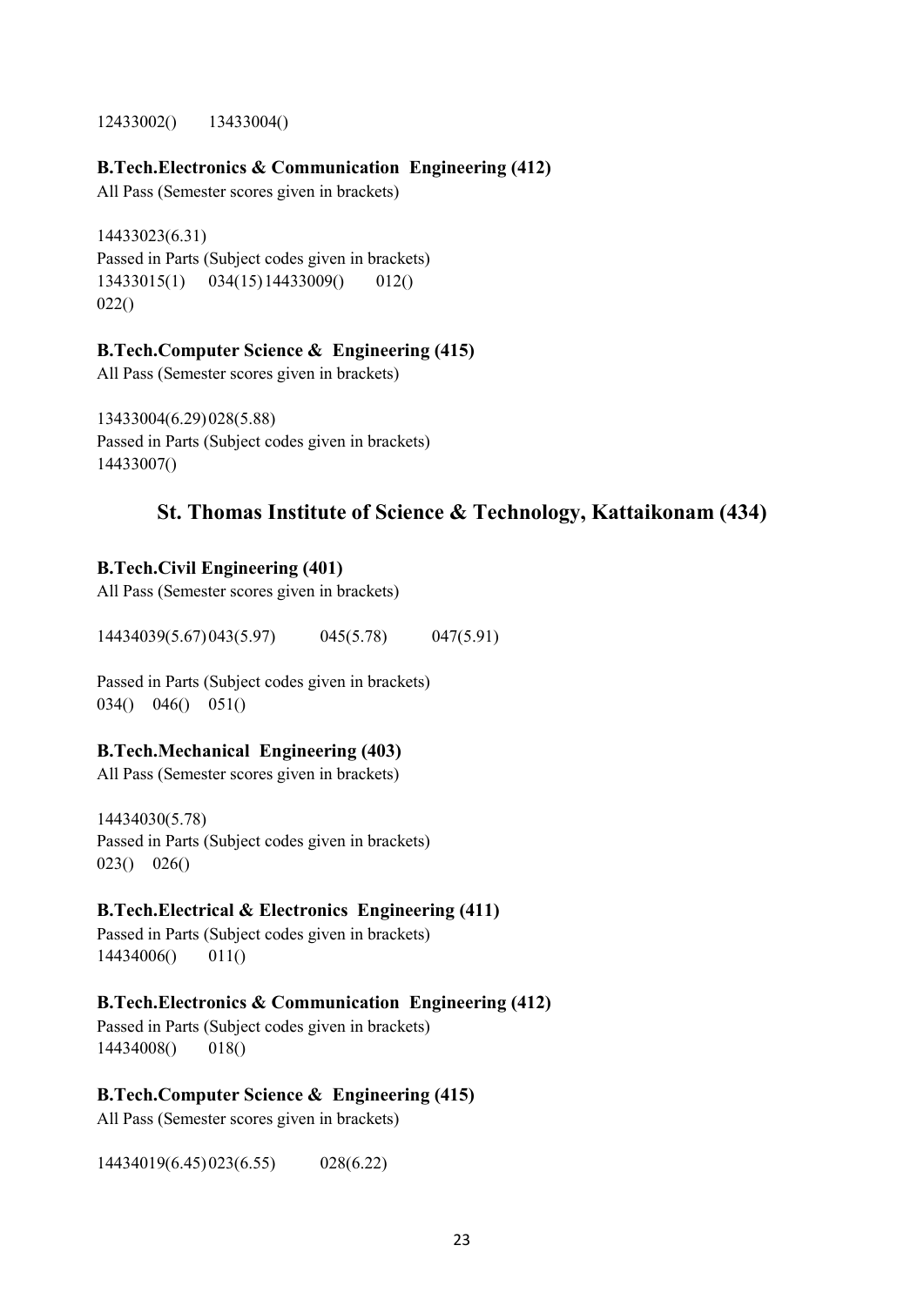12433002()    13433004()

### B.Tech.Electronics & Communication Engineering (412)

All Pass (Semester scores given in brackets)

14433023(6.31)
Passed in Parts (Subject codes given in brackets)
13433015(1)    034(15) 14433009()    012()
022()

### B.Tech.Computer Science & Engineering (415)

All Pass (Semester scores given in brackets)

13433004(6.29) 028(5.88)
Passed in Parts (Subject codes given in brackets)
14433007()

## St. Thomas Institute of Science & Technology, Kattaikonam (434)

### B.Tech.Civil Engineering (401)

All Pass (Semester scores given in brackets)

14434039(5.67) 043(5.97)    045(5.78)    047(5.91)

Passed in Parts (Subject codes given in brackets)
034()    046()    051()

### B.Tech.Mechanical Engineering (403)

All Pass (Semester scores given in brackets)

14434030(5.78)
Passed in Parts (Subject codes given in brackets)
023()    026()

### B.Tech.Electrical & Electronics Engineering (411)

Passed in Parts (Subject codes given in brackets)
14434006()    011()

### B.Tech.Electronics & Communication Engineering (412)

Passed in Parts (Subject codes given in brackets)
14434008()    018()

### B.Tech.Computer Science & Engineering (415)

All Pass (Semester scores given in brackets)

14434019(6.45) 023(6.55)    028(6.22)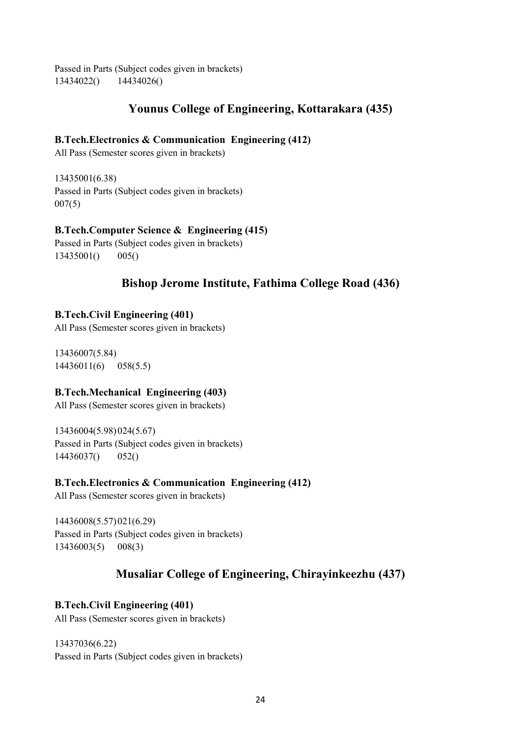Passed in Parts (Subject codes given in brackets)
13434022()   14434026()

## Younus College of Engineering, Kottarakara (435)

### B.Tech.Electronics & Communication Engineering (412)

All Pass (Semester scores given in brackets)

13435001(6.38)
Passed in Parts (Subject codes given in brackets)
007(5)

### B.Tech.Computer Science & Engineering (415)

Passed in Parts (Subject codes given in brackets)
13435001()   005()

## Bishop Jerome Institute, Fathima College Road (436)

### B.Tech.Civil Engineering (401)

All Pass (Semester scores given in brackets)

13436007(5.84)
14436011(6)   058(5.5)

### B.Tech.Mechanical Engineering (403)

All Pass (Semester scores given in brackets)

13436004(5.98) 024(5.67)
Passed in Parts (Subject codes given in brackets)
14436037()   052()

### B.Tech.Electronics & Communication Engineering (412)

All Pass (Semester scores given in brackets)

14436008(5.57) 021(6.29)
Passed in Parts (Subject codes given in brackets)
13436003(5)   008(3)

## Musaliar College of Engineering, Chirayinkeezhu (437)

### B.Tech.Civil Engineering (401)

All Pass (Semester scores given in brackets)

13437036(6.22)
Passed in Parts (Subject codes given in brackets)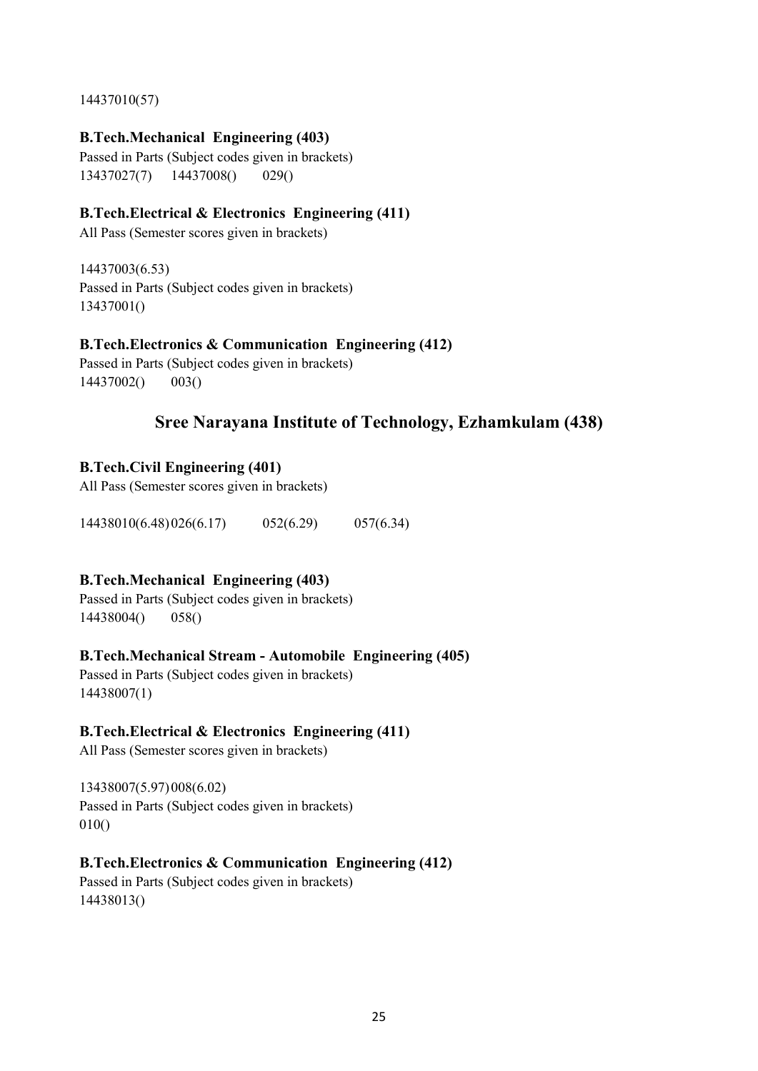14437010(57)

**B.Tech.Mechanical Engineering (403)**

Passed in Parts (Subject codes given in brackets)

13437027(7) 14437008() 029()

**B.Tech.Electrical & Electronics Engineering (411)**

All Pass (Semester scores given in brackets)

14437003(6.53)

Passed in Parts (Subject codes given in brackets)

13437001()

**B.Tech.Electronics & Communication Engineering (412)**

Passed in Parts (Subject codes given in brackets)

14437002() 003()

## Sree Narayana Institute of Technology, Ezhamkulam (438)

**B.Tech.Civil Engineering (401)**

All Pass (Semester scores given in brackets)

14438010(6.48) 026(6.17) 052(6.29) 057(6.34)

**B.Tech.Mechanical Engineering (403)**

Passed in Parts (Subject codes given in brackets)

14438004() 058()

**B.Tech.Mechanical Stream - Automobile Engineering (405)**

Passed in Parts (Subject codes given in brackets)

14438007(1)

**B.Tech.Electrical & Electronics Engineering (411)**

All Pass (Semester scores given in brackets)

13438007(5.97) 008(6.02)

Passed in Parts (Subject codes given in brackets)

010()

**B.Tech.Electronics & Communication Engineering (412)**

Passed in Parts (Subject codes given in brackets)

14438013()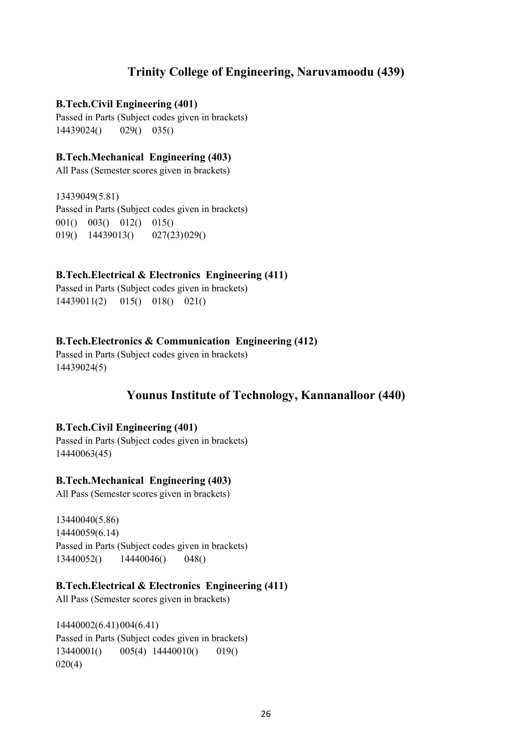## Trinity College of Engineering, Naruvamoodu (439)

### B.Tech.Civil Engineering (401)

Passed in Parts (Subject codes given in brackets)

14439024() 029() 035()

### B.Tech.Mechanical Engineering (403)

All Pass (Semester scores given in brackets)

13439049(5.81)

Passed in Parts (Subject codes given in brackets)

001() 003() 012() 015()
019() 14439013() 027(23) 029()

### B.Tech.Electrical & Electronics Engineering (411)

Passed in Parts (Subject codes given in brackets)

14439011(2) 015() 018() 021()

### B.Tech.Electronics & Communication Engineering (412)

Passed in Parts (Subject codes given in brackets)

14439024(5)

## Younus Institute of Technology, Kannanalloor (440)

### B.Tech.Civil Engineering (401)

Passed in Parts (Subject codes given in brackets)

14440063(45)

### B.Tech.Mechanical Engineering (403)

All Pass (Semester scores given in brackets)

13440040(5.86)
14440059(6.14)

Passed in Parts (Subject codes given in brackets)

13440052() 14440046() 048()

### B.Tech.Electrical & Electronics Engineering (411)

All Pass (Semester scores given in brackets)

14440002(6.41) 004(6.41)

Passed in Parts (Subject codes given in brackets)

13440001() 005(4) 14440010() 019()
020(4)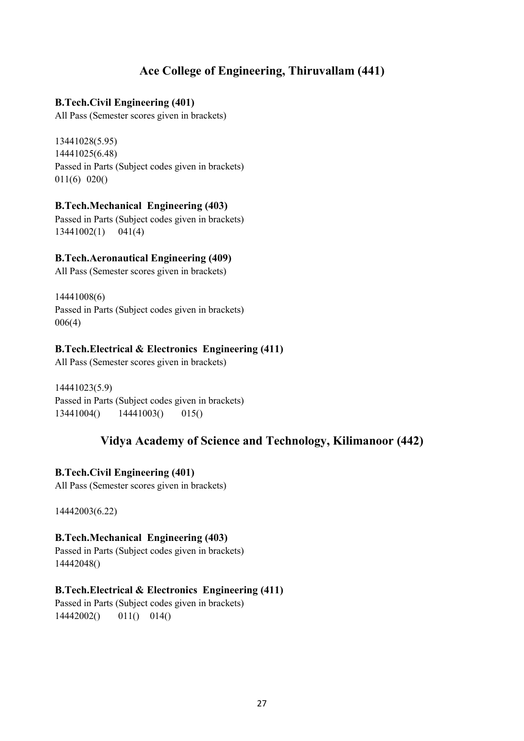## Ace College of Engineering, Thiruvallam (441)

### B.Tech.Civil Engineering (401)

All Pass (Semester scores given in brackets)

13441028(5.95)
14441025(6.48)
Passed in Parts (Subject codes given in brackets)
011(6) 020()

### B.Tech.Mechanical Engineering (403)

Passed in Parts (Subject codes given in brackets)
13441002(1) 041(4)

### B.Tech.Aeronautical Engineering (409)

All Pass (Semester scores given in brackets)

14441008(6)
Passed in Parts (Subject codes given in brackets)
006(4)

### B.Tech.Electrical & Electronics Engineering (411)

All Pass (Semester scores given in brackets)

14441023(5.9)
Passed in Parts (Subject codes given in brackets)
13441004() 14441003() 015()

## Vidya Academy of Science and Technology, Kilimanoor (442)

### B.Tech.Civil Engineering (401)

All Pass (Semester scores given in brackets)

14442003(6.22)

### B.Tech.Mechanical Engineering (403)

Passed in Parts (Subject codes given in brackets)
14442048()

### B.Tech.Electrical & Electronics Engineering (411)

Passed in Parts (Subject codes given in brackets)
14442002() 011() 014()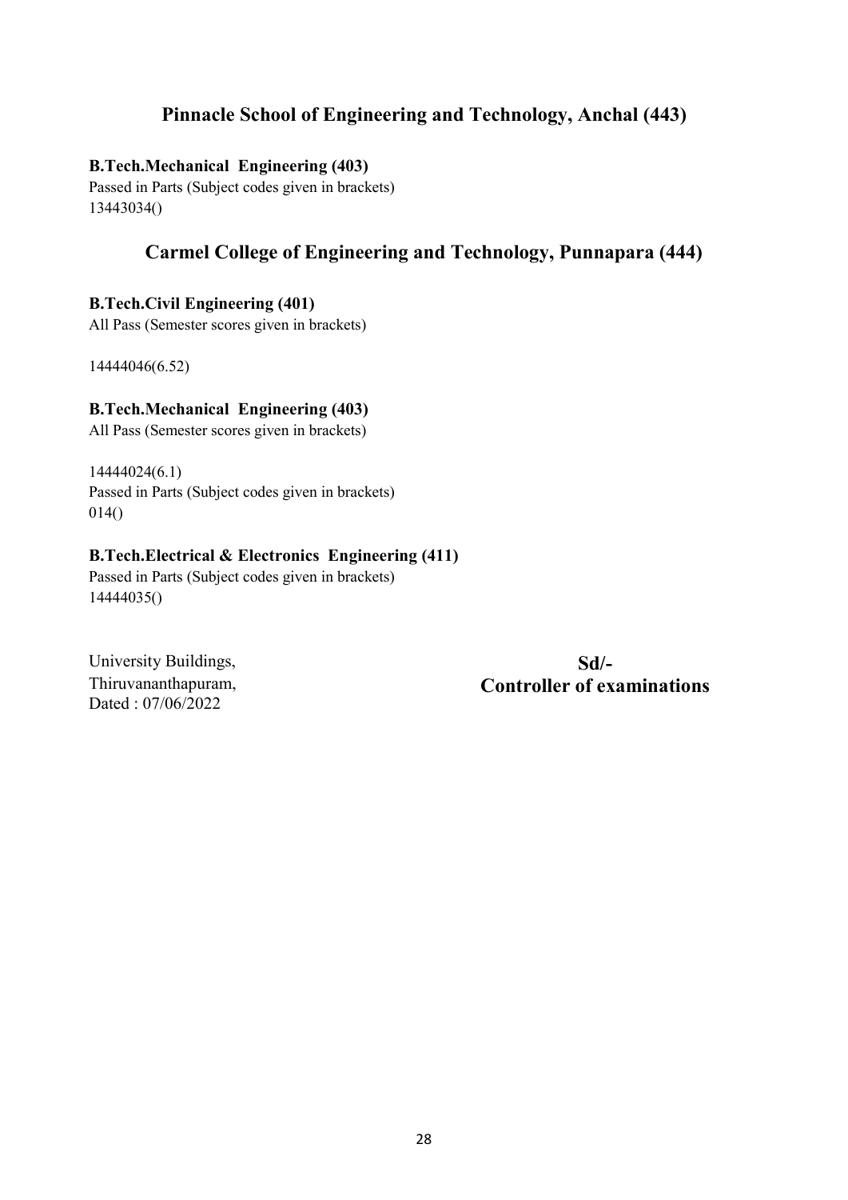## Pinnacle School of Engineering and Technology, Anchal (443)

**B.Tech.Mechanical Engineering (403)**

Passed in Parts (Subject codes given in brackets)
13443034()

## Carmel College of Engineering and Technology, Punnapara (444)

**B.Tech.Civil Engineering (401)**

All Pass (Semester scores given in brackets)

14444046(6.52)

**B.Tech.Mechanical Engineering (403)**

All Pass (Semester scores given in brackets)

14444024(6.1)
Passed in Parts (Subject codes given in brackets)
014()

**B.Tech.Electrical & Electronics Engineering (411)**

Passed in Parts (Subject codes given in brackets)
14444035()

University Buildings,
Thiruvananthapuram,
Dated : 07/06/2022

**Sd/-**
**Controller of examinations**